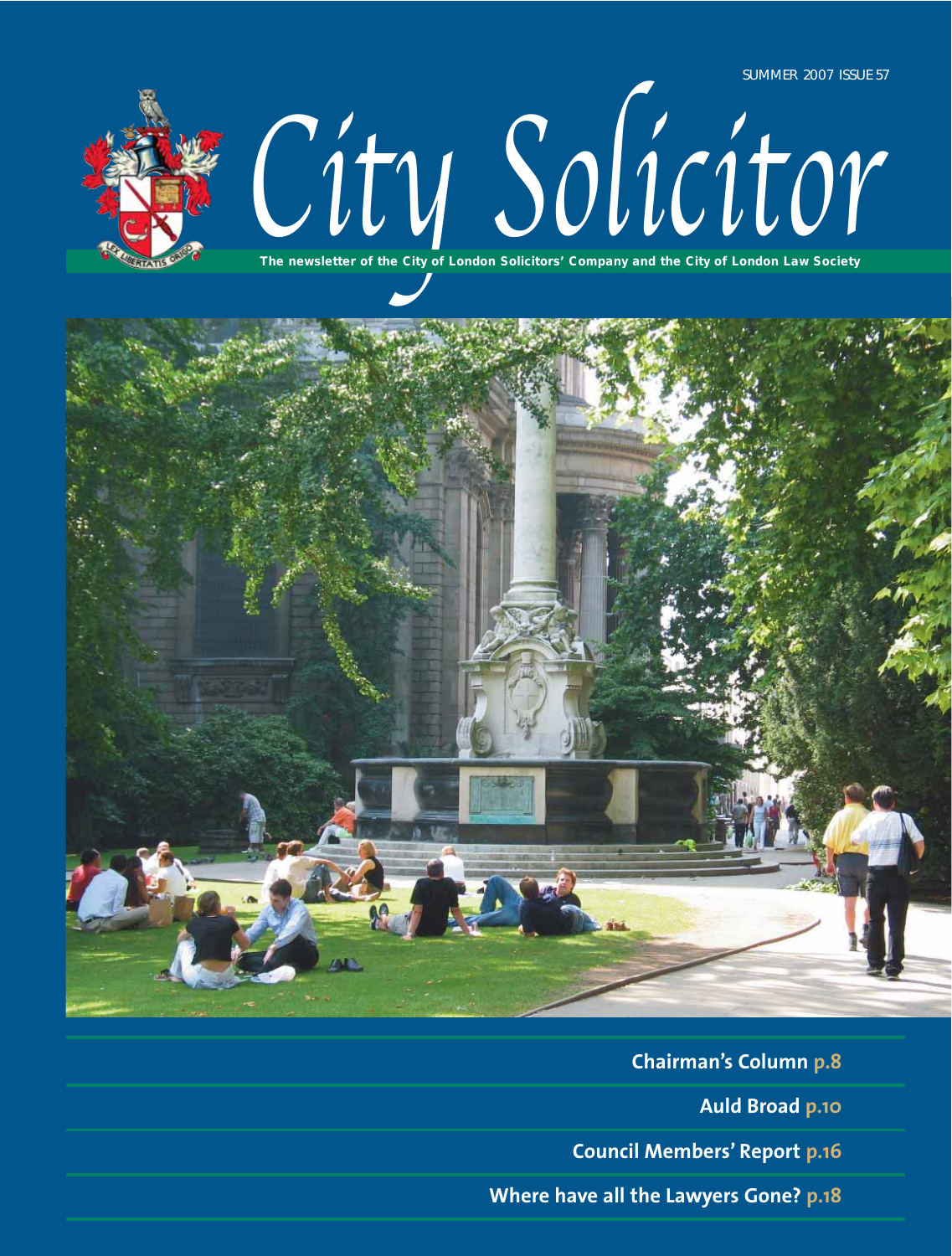SUMMER 2007 ISSUE 57

# City Solicitor

**The newsletter of the City of London Solicitors' Company and the City of London Law Society**

LEX LIBERTATIS ORIGO

**Chairman's Column p.8**

**Auld Broad p.10**

**Council Members' Report p.16**

**Where have all the Lawyers Gone? p.18**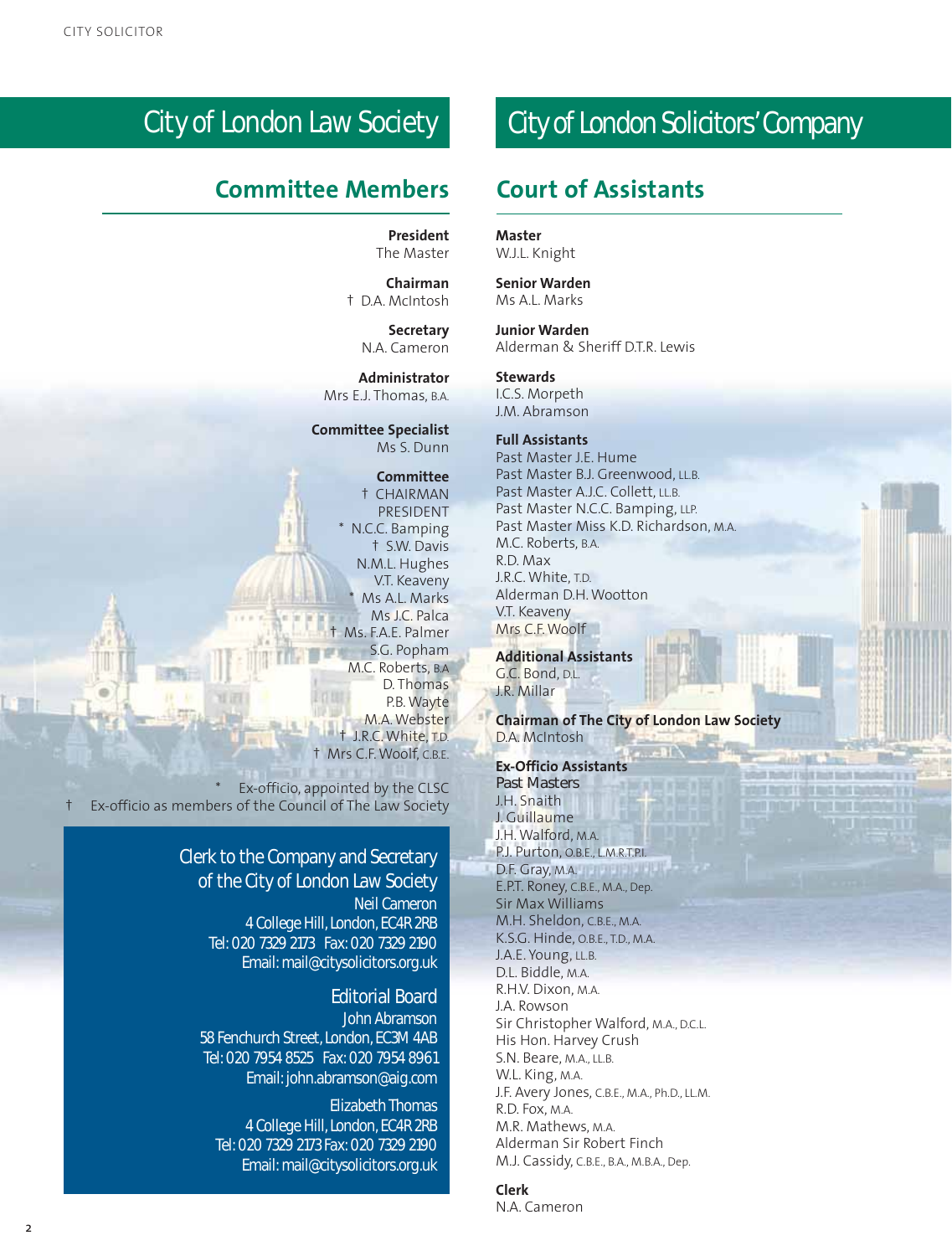# City of London Law Society

## Committee Members

**President**
The Master

**Chairman**
† D.A. McIntosh

**Secretary**
N.A. Cameron

**Administrator**
Mrs E.J. Thomas, B.A.

**Committee Specialist**
Ms S. Dunn

**Committee**
† CHAIRMAN
PRESIDENT
* N.C.C. Bamping
† S.W. Davis
N.M.L. Hughes
V.T. Keaveny
* Ms A.L. Marks
Ms J.C. Palca
† Ms. F.A.E. Palmer
S.G. Popham
M.C. Roberts, B.A
D. Thomas
P.B. Wayte
M.A. Webster
† J.R.C. White, T.D.
† Mrs C.F. Woolf, C.B.E.

* Ex-officio, appointed by the CLSC
† Ex-officio as members of the Council of The Law Society

### Clerk to the Company and Secretary of the City of London Law Society

Neil Cameron
4 College Hill, London, EC4R 2RB
Tel: 020 7329 2173 Fax: 020 7329 2190
Email: mail@citysolicitors.org.uk

### Editorial Board

John Abramson
58 Fenchurch Street, London, EC3M 4AB
Tel: 020 7954 8525 Fax: 020 7954 8961
Email: john.abramson@aig.com

Elizabeth Thomas
4 College Hill, London, EC4R 2RB
Tel: 020 7329 2173 Fax: 020 7329 2190
Email: mail@citysolicitors.org.uk

# City of London Solicitors' Company

## Court of Assistants

**Master**
W.J.L. Knight

**Senior Warden**
Ms A.L. Marks

**Junior Warden**
Alderman & Sheriff D.T.R. Lewis

**Stewards**
I.C.S. Morpeth
J.M. Abramson

**Full Assistants**
Past Master J.E. Hume
Past Master B.J. Greenwood, LL.B.
Past Master A.J.C. Collett, LL.B.
Past Master N.C.C. Bamping, LLP.
Past Master Miss K.D. Richardson, M.A.
M.C. Roberts, B.A.
R.D. Max
J.R.C. White, T.D.
Alderman D.H. Wootton
V.T. Keaveny
Mrs C.F. Woolf

**Additional Assistants**
G.C. Bond, D.L.
J.R. Millar

**Chairman of The City of London Law Society**
D.A. McIntosh

**Ex-Officio Assistants**
Past Masters
J.H. Snaith
J. Guillaume
J.H. Walford, M.A.
P.J. Purton, O.B.E., L.M.R.T.P.I.
D.F. Gray, M.A.
E.P.T. Roney, C.B.E., M.A., Dep.
Sir Max Williams
M.H. Sheldon, C.B.E., M.A.
K.S.G. Hinde, O.B.E., T.D., M.A.
J.A.E. Young, LL.B.
D.L. Biddle, M.A.
R.H.V. Dixon, M.A.
J.A. Rowson
Sir Christopher Walford, M.A., D.C.L.
His Hon. Harvey Crush
S.N. Beare, M.A., LL.B.
W.L. King, M.A.
J.F. Avery Jones, C.B.E., M.A., Ph.D., LL.M.
R.D. Fox, M.A.
M.R. Mathews, M.A.
Alderman Sir Robert Finch
M.J. Cassidy, C.B.E., B.A., M.B.A., Dep.

**Clerk**
N.A. Cameron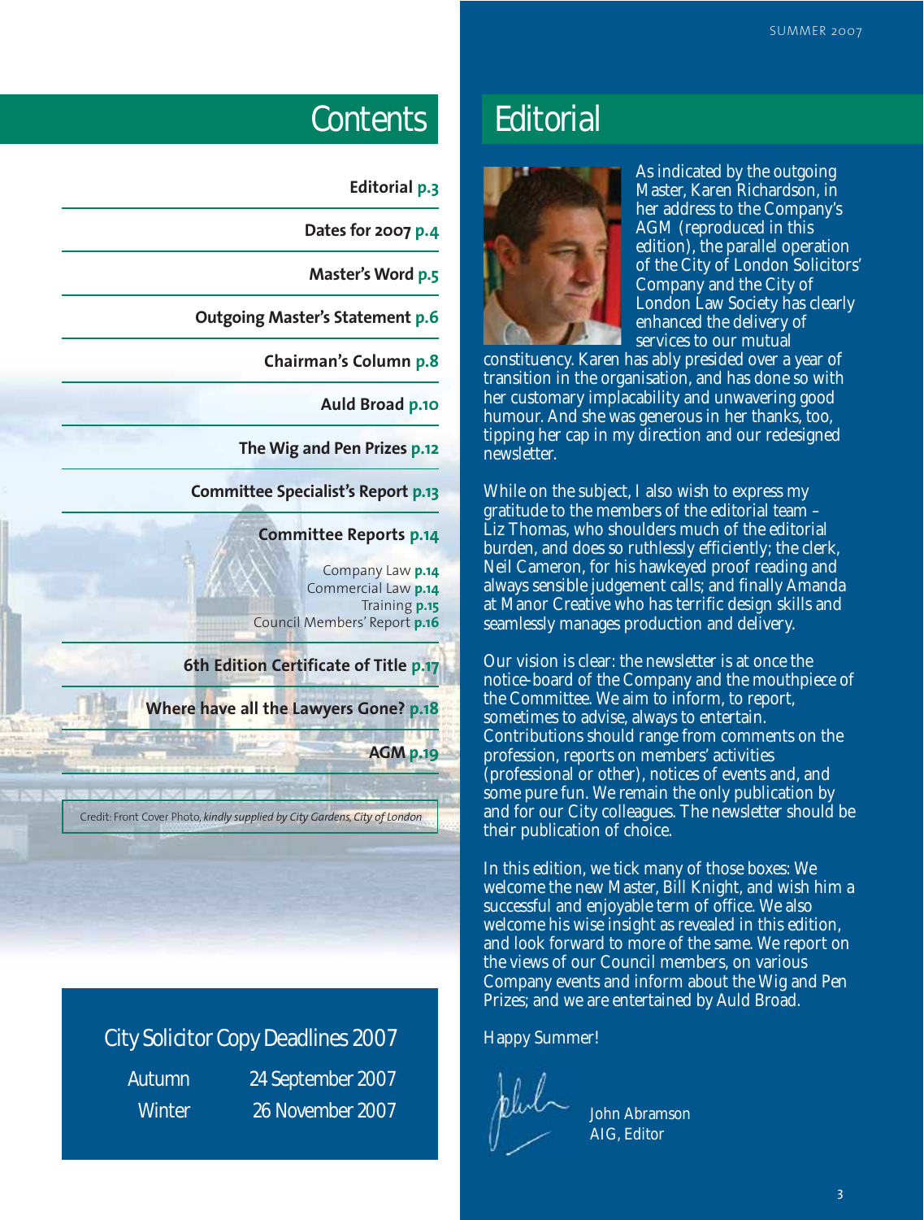# Contents

**Editorial p.3**

**Dates for 2007 p.4**

**Master's Word p.5**

**Outgoing Master's Statement p.6**

**Chairman's Column p.8**

**Auld Broad p.10**

**The Wig and Pen Prizes p.12**

**Committee Specialist's Report p.13**

**Committee Reports p.14**

- Company Law **p.14**
- Commercial Law **p.14**
- Training **p.15**
- Council Members' Report **p.16**

**6th Edition Certificate of Title p.17**

**Where have all the Lawyers Gone? p.18**

**AGM p.19**

Credit: Front Cover Photo, *kindly supplied by City Gardens, City of London*

## City Solicitor Copy Deadlines 2007

| | |
|---|---|
| Autumn | 24 September 2007 |
| Winter | 26 November 2007 |

# Editorial

As indicated by the outgoing Master, Karen Richardson, in her address to the Company's AGM (reproduced in this edition), the parallel operation of the City of London Solicitors' Company and the City of London Law Society has clearly enhanced the delivery of services to our mutual constituency. Karen has ably presided over a year of transition in the organisation, and has done so with her customary implacability and unwavering good humour. And she was generous in her thanks, too, tipping her cap in my direction and our redesigned newsletter.

While on the subject, I also wish to express my gratitude to the members of the editorial team – Liz Thomas, who shoulders much of the editorial burden, and does so ruthlessly efficiently; the clerk, Neil Cameron, for his hawkeyed proof reading and always sensible judgement calls; and finally Amanda at Manor Creative who has terrific design skills and seamlessly manages production and delivery.

Our vision is clear: the newsletter is at once the notice-board of the Company and the mouthpiece of the Committee. We aim to inform, to report, sometimes to advise, always to entertain. Contributions should range from comments on the profession, reports on members' activities (professional or other), notices of events and, and some pure fun. We remain the only publication by and for our City colleagues. The newsletter should be their publication of choice.

In this edition, we tick many of those boxes: We welcome the new Master, Bill Knight, and wish him a successful and enjoyable term of office. We also welcome his wise insight as revealed in this edition, and look forward to more of the same. We report on the views of our Council members, on various Company events and inform about the Wig and Pen Prizes; and we are entertained by Auld Broad.

Happy Summer!

John Abramson
AIG, Editor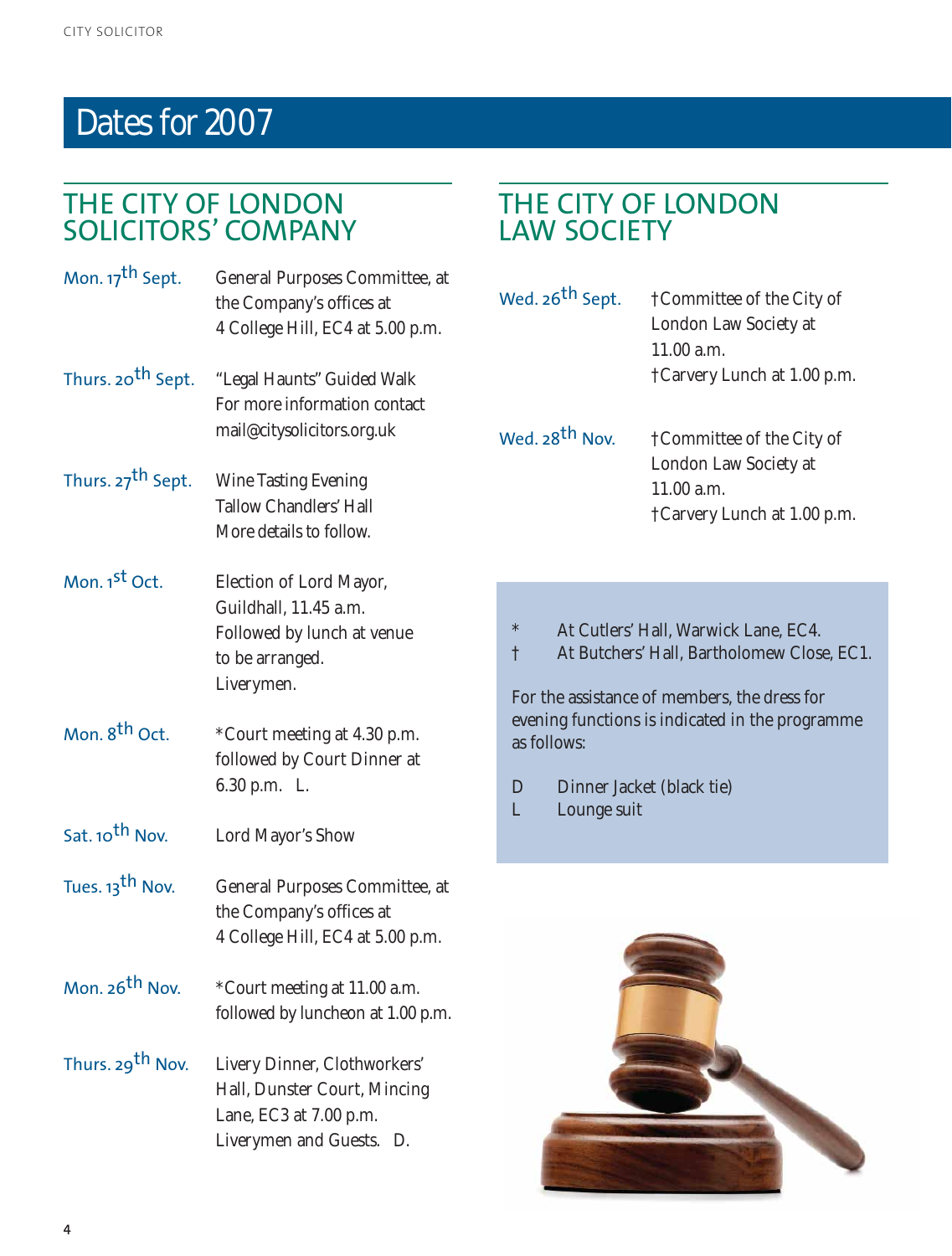# Dates for 2007

## THE CITY OF LONDON SOLICITORS' COMPANY

| | |
|---|---|
| Mon. 17th Sept. | General Purposes Committee, at the Company's offices at 4 College Hill, EC4 at 5.00 p.m. |
| Thurs. 20th Sept. | "Legal Haunts" Guided Walk For more information contact mail@citysolicitors.org.uk |
| Thurs. 27th Sept. | Wine Tasting Evening Tallow Chandlers' Hall More details to follow. |
| Mon. 1st Oct. | Election of Lord Mayor, Guildhall, 11.45 a.m. Followed by lunch at venue to be arranged. Liverymen. |
| Mon. 8th Oct. | *Court meeting at 4.30 p.m. followed by Court Dinner at 6.30 p.m. L. |
| Sat. 10th Nov. | Lord Mayor's Show |
| Tues. 13th Nov. | General Purposes Committee, at the Company's offices at 4 College Hill, EC4 at 5.00 p.m. |
| Mon. 26th Nov. | *Court meeting at 11.00 a.m. followed by luncheon at 1.00 p.m. |
| Thurs. 29th Nov. | Livery Dinner, Clothworkers' Hall, Dunster Court, Mincing Lane, EC3 at 7.00 p.m. Liverymen and Guests. D. |

## THE CITY OF LONDON LAW SOCIETY

| | |
|---|---|
| Wed. 26th Sept. | †Committee of the City of London Law Society at 11.00 a.m. †Carvery Lunch at 1.00 p.m. |
| Wed. 28th Nov. | †Committee of the City of London Law Society at 11.00 a.m. †Carvery Lunch at 1.00 p.m. |

\* At Cutlers' Hall, Warwick Lane, EC4.
† At Butchers' Hall, Bartholomew Close, EC1.

For the assistance of members, the dress for evening functions is indicated in the programme as follows:

D Dinner Jacket (black tie)
L Lounge suit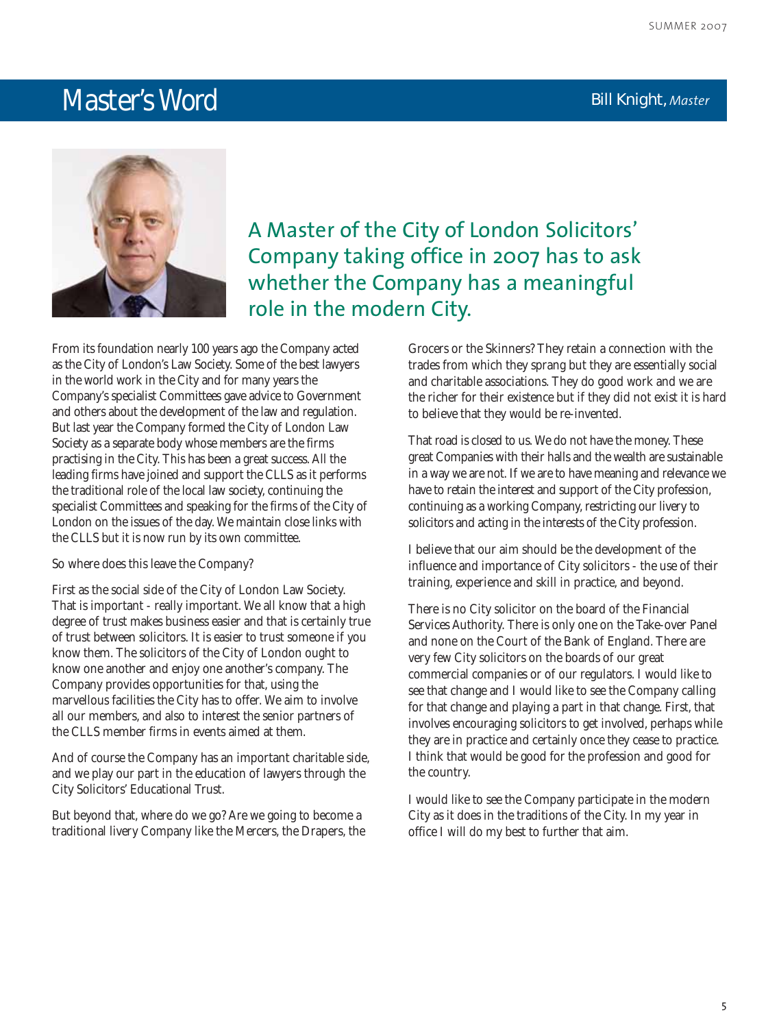# Master's Word

**Bill Knight,** *Master*

## A Master of the City of London Solicitors' Company taking office in 2007 has to ask whether the Company has a meaningful role in the modern City.

From its foundation nearly 100 years ago the Company acted as the City of London's Law Society. Some of the best lawyers in the world work in the City and for many years the Company's specialist Committees gave advice to Government and others about the development of the law and regulation. But last year the Company formed the City of London Law Society as a separate body whose members are the firms practising in the City. This has been a great success. All the leading firms have joined and support the CLLS as it performs the traditional role of the local law society, continuing the specialist Committees and speaking for the firms of the City of London on the issues of the day. We maintain close links with the CLLS but it is now run by its own committee.

So where does this leave the Company?

First as the social side of the City of London Law Society. That is important - really important. We all know that a high degree of trust makes business easier and that is certainly true of trust between solicitors. It is easier to trust someone if you know them. The solicitors of the City of London ought to know one another and enjoy one another's company. The Company provides opportunities for that, using the marvellous facilities the City has to offer. We aim to involve all our members, and also to interest the senior partners of the CLLS member firms in events aimed at them.

And of course the Company has an important charitable side, and we play our part in the education of lawyers through the City Solicitors' Educational Trust.

But beyond that, where do we go? Are we going to become a traditional livery Company like the Mercers, the Drapers, the Grocers or the Skinners? They retain a connection with the trades from which they sprang but they are essentially social and charitable associations. They do good work and we are the richer for their existence but if they did not exist it is hard to believe that they would be re-invented.

That road is closed to us. We do not have the money. These great Companies with their halls and the wealth are sustainable in a way we are not. If we are to have meaning and relevance we have to retain the interest and support of the City profession, continuing as a working Company, restricting our livery to solicitors and acting in the interests of the City profession.

I believe that our aim should be the development of the influence and importance of City solicitors - the use of their training, experience and skill in practice, and beyond.

There is no City solicitor on the board of the Financial Services Authority. There is only one on the Take-over Panel and none on the Court of the Bank of England. There are very few City solicitors on the boards of our great commercial companies or of our regulators. I would like to see that change and I would like to see the Company calling for that change and playing a part in that change. First, that involves encouraging solicitors to get involved, perhaps while they are in practice and certainly once they cease to practice. I think that would be good for the profession and good for the country.

I would like to see the Company participate in the modern City as it does in the traditions of the City. In my year in office I will do my best to further that aim.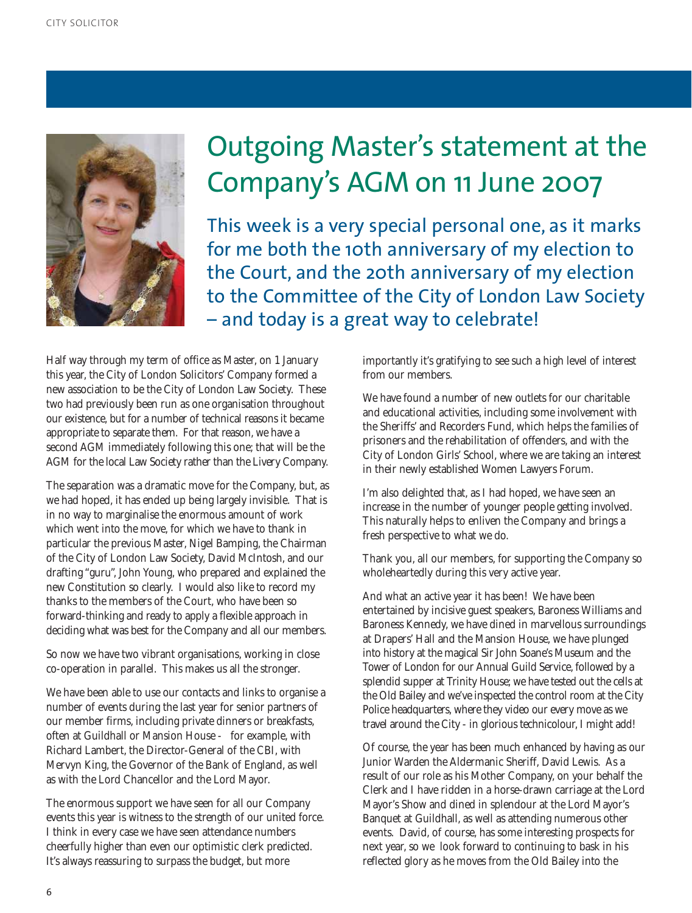# Outgoing Master's statement at the Company's AGM on 11 June 2007

## This week is a very special personal one, as it marks for me both the 10th anniversary of my election to the Court, and the 20th anniversary of my election to the Committee of the City of London Law Society – and today is a great way to celebrate!

Half way through my term of office as Master, on 1 January this year, the City of London Solicitors' Company formed a new association to be the City of London Law Society. These two had previously been run as one organisation throughout our existence, but for a number of technical reasons it became appropriate to separate them. For that reason, we have a second AGM immediately following this one; that will be the AGM for the local Law Society rather than the Livery Company.

The separation was a dramatic move for the Company, but, as we had hoped, it has ended up being largely invisible. That is in no way to marginalise the enormous amount of work which went into the move, for which we have to thank in particular the previous Master, Nigel Bamping, the Chairman of the City of London Law Society, David McIntosh, and our drafting "guru", John Young, who prepared and explained the new Constitution so clearly. I would also like to record my thanks to the members of the Court, who have been so forward-thinking and ready to apply a flexible approach in deciding what was best for the Company and all our members.

So now we have two vibrant organisations, working in close co-operation in parallel. This makes us all the stronger.

We have been able to use our contacts and links to organise a number of events during the last year for senior partners of our member firms, including private dinners or breakfasts, often at Guildhall or Mansion House - for example, with Richard Lambert, the Director-General of the CBI, with Mervyn King, the Governor of the Bank of England, as well as with the Lord Chancellor and the Lord Mayor.

The enormous support we have seen for all our Company events this year is witness to the strength of our united force. I think in every case we have seen attendance numbers cheerfully higher than even our optimistic clerk predicted. It's always reassuring to surpass the budget, but more importantly it's gratifying to see such a high level of interest from our members.

We have found a number of new outlets for our charitable and educational activities, including some involvement with the Sheriffs' and Recorders Fund, which helps the families of prisoners and the rehabilitation of offenders, and with the City of London Girls' School, where we are taking an interest in their newly established Women Lawyers Forum.

I'm also delighted that, as I had hoped, we have seen an increase in the number of younger people getting involved. This naturally helps to enliven the Company and brings a fresh perspective to what we do.

Thank you, all our members, for supporting the Company so wholeheartedly during this very active year.

And what an active year it has been! We have been entertained by incisive guest speakers, Baroness Williams and Baroness Kennedy, we have dined in marvellous surroundings at Drapers' Hall and the Mansion House, we have plunged into history at the magical Sir John Soane's Museum and the Tower of London for our Annual Guild Service, followed by a splendid supper at Trinity House; we have tested out the cells at the Old Bailey and we've inspected the control room at the City Police headquarters, where they video our every move as we travel around the City - in glorious technicolour, I might add!

Of course, the year has been much enhanced by having as our Junior Warden the Aldermanic Sheriff, David Lewis. As a result of our role as his Mother Company, on your behalf the Clerk and I have ridden in a horse-drawn carriage at the Lord Mayor's Show and dined in splendour at the Lord Mayor's Banquet at Guildhall, as well as attending numerous other events. David, of course, has some interesting prospects for next year, so we look forward to continuing to bask in his reflected glory as he moves from the Old Bailey into the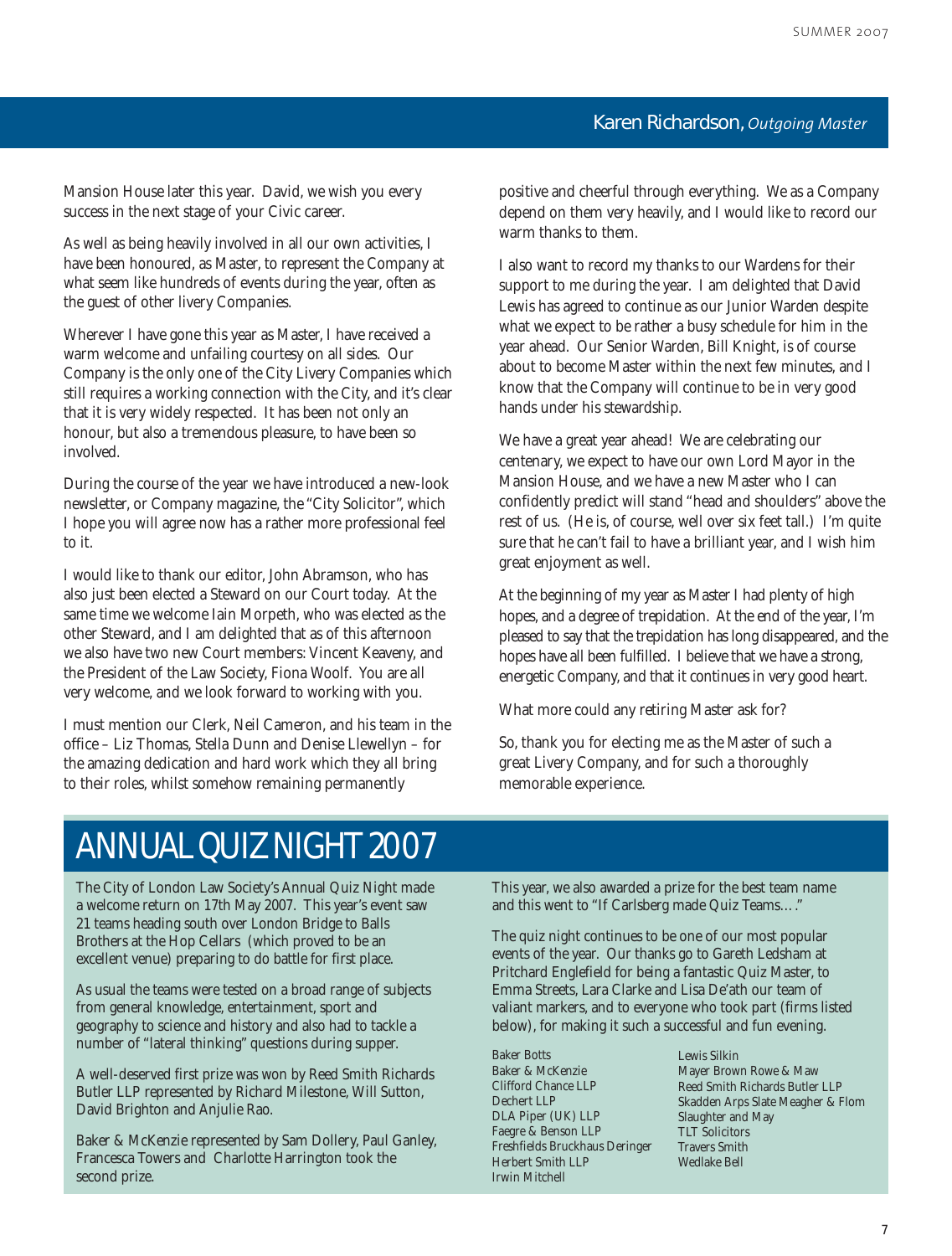## Karen Richardson, *Outgoing Master*

Mansion House later this year. David, we wish you every success in the next stage of your Civic career.

As well as being heavily involved in all our own activities, I have been honoured, as Master, to represent the Company at what seem like hundreds of events during the year, often as the guest of other livery Companies.

Wherever I have gone this year as Master, I have received a warm welcome and unfailing courtesy on all sides. Our Company is the only one of the City Livery Companies which still requires a working connection with the City, and it's clear that it is very widely respected. It has been not only an honour, but also a tremendous pleasure, to have been so involved.

During the course of the year we have introduced a new-look newsletter, or Company magazine, the "City Solicitor", which I hope you will agree now has a rather more professional feel to it.

I would like to thank our editor, John Abramson, who has also just been elected a Steward on our Court today. At the same time we welcome Iain Morpeth, who was elected as the other Steward, and I am delighted that as of this afternoon we also have two new Court members: Vincent Keaveny, and the President of the Law Society, Fiona Woolf. You are all very welcome, and we look forward to working with you.

I must mention our Clerk, Neil Cameron, and his team in the office – Liz Thomas, Stella Dunn and Denise Llewellyn – for the amazing dedication and hard work which they all bring to their roles, whilst somehow remaining permanently positive and cheerful through everything. We as a Company depend on them very heavily, and I would like to record our warm thanks to them.

I also want to record my thanks to our Wardens for their support to me during the year. I am delighted that David Lewis has agreed to continue as our Junior Warden despite what we expect to be rather a busy schedule for him in the year ahead. Our Senior Warden, Bill Knight, is of course about to become Master within the next few minutes, and I know that the Company will continue to be in very good hands under his stewardship.

We have a great year ahead! We are celebrating our centenary, we expect to have our own Lord Mayor in the Mansion House, and we have a new Master who I can confidently predict will stand "head and shoulders" above the rest of us. (He is, of course, well over six feet tall.) I'm quite sure that he can't fail to have a brilliant year, and I wish him great enjoyment as well.

At the beginning of my year as Master I had plenty of high hopes, and a degree of trepidation. At the end of the year, I'm pleased to say that the trepidation has long disappeared, and the hopes have all been fulfilled. I believe that we have a strong, energetic Company, and that it continues in very good heart.

What more could any retiring Master ask for?

So, thank you for electing me as the Master of such a great Livery Company, and for such a thoroughly memorable experience.

# ANNUAL QUIZ NIGHT 2007

The City of London Law Society's Annual Quiz Night made a welcome return on 17th May 2007. This year's event saw 21 teams heading south over London Bridge to Balls Brothers at the Hop Cellars (which proved to be an excellent venue) preparing to do battle for first place.

As usual the teams were tested on a broad range of subjects from general knowledge, entertainment, sport and geography to science and history and also had to tackle a number of "lateral thinking" questions during supper.

A well-deserved first prize was won by Reed Smith Richards Butler LLP represented by Richard Milestone, Will Sutton, David Brighton and Anjulie Rao.

Baker & McKenzie represented by Sam Dollery, Paul Ganley, Francesca Towers and Charlotte Harrington took the second prize.

This year, we also awarded a prize for the best team name and this went to "If Carlsberg made Quiz Teams…."

The quiz night continues to be one of our most popular events of the year. Our thanks go to Gareth Ledsham at Pritchard Englefield for being a fantastic Quiz Master, to Emma Streets, Lara Clarke and Lisa De'ath our team of valiant markers, and to everyone who took part (firms listed below), for making it such a successful and fun evening.

Baker Botts
Baker & McKenzie
Clifford Chance LLP
Dechert LLP
DLA Piper (UK) LLP
Faegre & Benson LLP
Freshfields Bruckhaus Deringer
Herbert Smith LLP
Irwin Mitchell
Lewis Silkin
Mayer Brown Rowe & Maw
Reed Smith Richards Butler LLP
Skadden Arps Slate Meagher & Flom
Slaughter and May
TLT Solicitors
Travers Smith
Wedlake Bell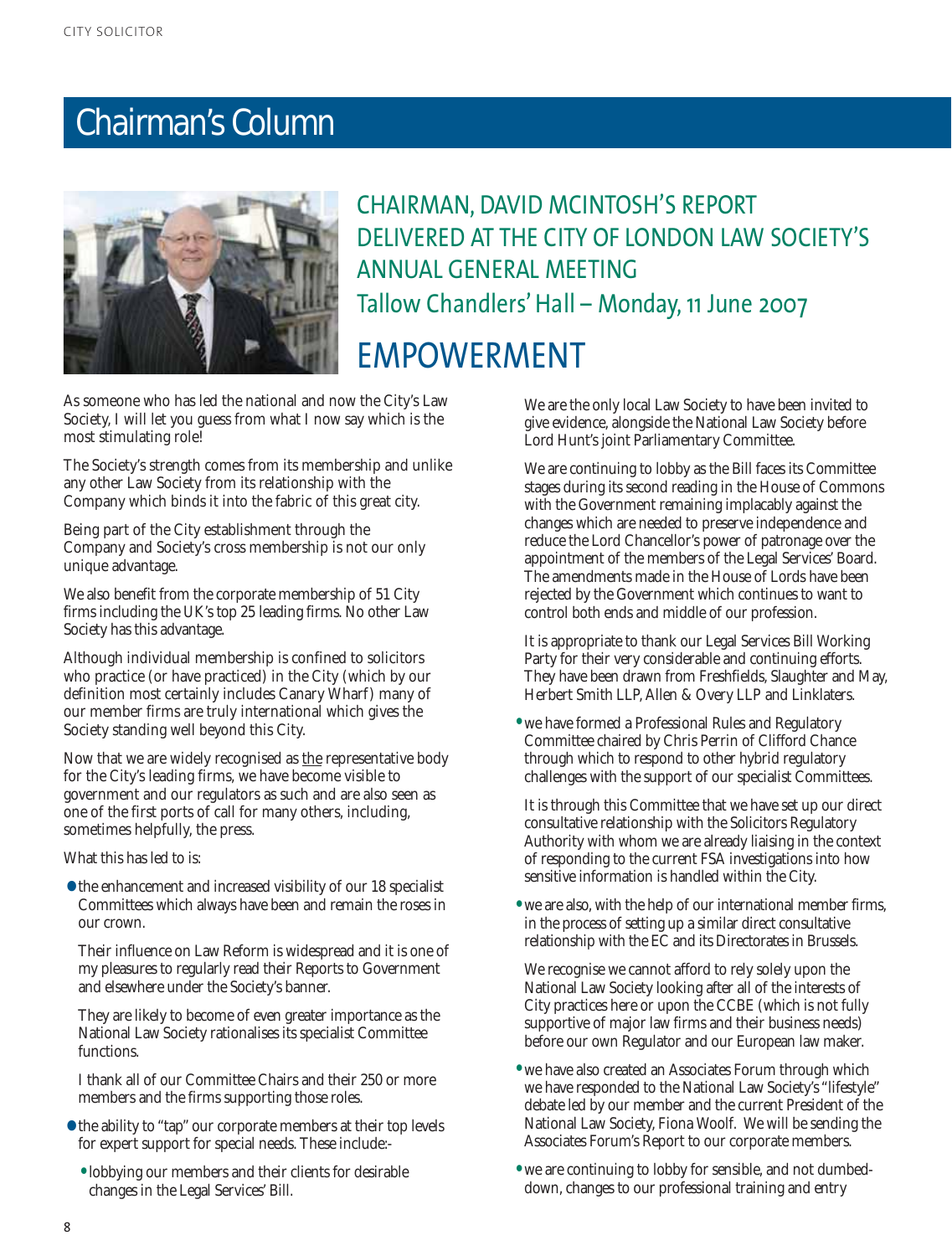# Chairman's Column

## CHAIRMAN, DAVID MCINTOSH'S REPORT DELIVERED AT THE CITY OF LONDON LAW SOCIETY'S ANNUAL GENERAL MEETING

### Tallow Chandlers' Hall – Monday, 11 June 2007

## EMPOWERMENT

As someone who has led the national and now the City's Law Society, I will let you guess from what I now say which is the most stimulating role!

The Society's strength comes from its membership and unlike any other Law Society from its relationship with the Company which binds it into the fabric of this great city.

Being part of the City establishment through the Company and Society's cross membership is not our only unique advantage.

We also benefit from the corporate membership of 51 City firms including the UK's top 25 leading firms. No other Law Society has this advantage.

Although individual membership is confined to solicitors who practice (or have practiced) in the City (which by our definition most certainly includes Canary Wharf) many of our member firms are truly international which gives the Society standing well beyond this City.

Now that we are widely recognised as the representative body for the City's leading firms, we have become visible to government and our regulators as such and are also seen as one of the first ports of call for many others, including, sometimes helpfully, the press.

What this has led to is:

- the enhancement and increased visibility of our 18 specialist Committees which always have been and remain the roses in our crown.

  Their influence on Law Reform is widespread and it is one of my pleasures to regularly read their Reports to Government and elsewhere under the Society's banner.

  They are likely to become of even greater importance as the National Law Society rationalises its specialist Committee functions.

  I thank all of our Committee Chairs and their 250 or more members and the firms supporting those roles.

- the ability to "tap" our corporate members at their top levels for expert support for special needs. These include:-
  - lobbying our members and their clients for desirable changes in the Legal Services' Bill.

  We are the only local Law Society to have been invited to give evidence, alongside the National Law Society before Lord Hunt's joint Parliamentary Committee.

  We are continuing to lobby as the Bill faces its Committee stages during its second reading in the House of Commons with the Government remaining implacably against the changes which are needed to preserve independence and reduce the Lord Chancellor's power of patronage over the appointment of the members of the Legal Services' Board. The amendments made in the House of Lords have been rejected by the Government which continues to want to control both ends and middle of our profession.

  It is appropriate to thank our Legal Services Bill Working Party for their very considerable and continuing efforts. They have been drawn from Freshfields, Slaughter and May, Herbert Smith LLP, Allen & Overy LLP and Linklaters.

  - we have formed a Professional Rules and Regulatory Committee chaired by Chris Perrin of Clifford Chance through which to respond to other hybrid regulatory challenges with the support of our specialist Committees.

  It is through this Committee that we have set up our direct consultative relationship with the Solicitors Regulatory Authority with whom we are already liaising in the context of responding to the current FSA investigations into how sensitive information is handled within the City.

  - we are also, with the help of our international member firms, in the process of setting up a similar direct consultative relationship with the EC and its Directorates in Brussels.

  We recognise we cannot afford to rely solely upon the National Law Society looking after all of the interests of City practices here or upon the CCBE (which is not fully supportive of major law firms and their business needs) before our own Regulator and our European law maker.

  - we have also created an Associates Forum through which we have responded to the National Law Society's "lifestyle" debate led by our member and the current President of the National Law Society, Fiona Woolf. We will be sending the Associates Forum's Report to our corporate members.

  - we are continuing to lobby for sensible, and not dumbed-down, changes to our professional training and entry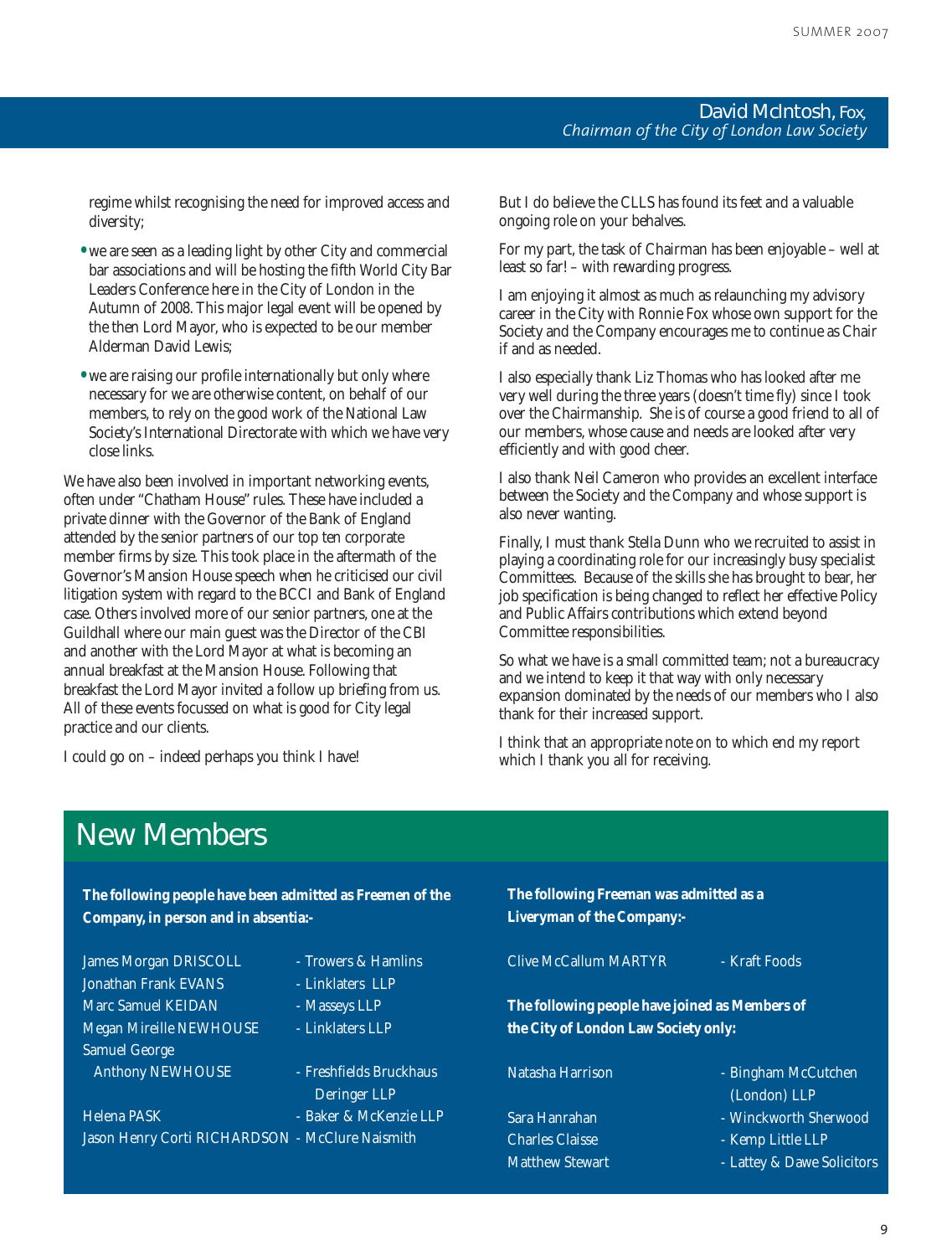David McIntosh, Fox,
*Chairman of the City of London Law Society*

regime whilst recognising the need for improved access and diversity;

- we are seen as a leading light by other City and commercial bar associations and will be hosting the fifth World City Bar Leaders Conference here in the City of London in the Autumn of 2008. This major legal event will be opened by the then Lord Mayor, who is expected to be our member Alderman David Lewis;
- we are raising our profile internationally but only where necessary for we are otherwise content, on behalf of our members, to rely on the good work of the National Law Society's International Directorate with which we have very close links.

We have also been involved in important networking events, often under "Chatham House" rules. These have included a private dinner with the Governor of the Bank of England attended by the senior partners of our top ten corporate member firms by size. This took place in the aftermath of the Governor's Mansion House speech when he criticised our civil litigation system with regard to the BCCI and Bank of England case. Others involved more of our senior partners, one at the Guildhall where our main guest was the Director of the CBI and another with the Lord Mayor at what is becoming an annual breakfast at the Mansion House. Following that breakfast the Lord Mayor invited a follow up briefing from us. All of these events focussed on what is good for City legal practice and our clients.

I could go on – indeed perhaps you think I have!

But I do believe the CLLS has found its feet and a valuable ongoing role on your behalves.

For my part, the task of Chairman has been enjoyable – well at least so far! – with rewarding progress.

I am enjoying it almost as much as relaunching my advisory career in the City with Ronnie Fox whose own support for the Society and the Company encourages me to continue as Chair if and as needed.

I also especially thank Liz Thomas who has looked after me very well during the three years (doesn't time fly) since I took over the Chairmanship. She is of course a good friend to all of our members, whose cause and needs are looked after very efficiently and with good cheer.

I also thank Neil Cameron who provides an excellent interface between the Society and the Company and whose support is also never wanting.

Finally, I must thank Stella Dunn who we recruited to assist in playing a coordinating role for our increasingly busy specialist Committees. Because of the skills she has brought to bear, her job specification is being changed to reflect her effective Policy and Public Affairs contributions which extend beyond Committee responsibilities.

So what we have is a small committed team; not a bureaucracy and we intend to keep it that way with only necessary expansion dominated by the needs of our members who I also thank for their increased support.

I think that an appropriate note on to which end my report which I thank you all for receiving.

# New Members

**The following people have been admitted as Freemen of the Company, in person and in absentia:-**

| Name | Firm |
|---|---|
| James Morgan DRISCOLL | - Trowers & Hamlins |
| Jonathan Frank EVANS | - Linklaters LLP |
| Marc Samuel KEIDAN | - Masseys LLP |
| Megan Mireille NEWHOUSE | - Linklaters LLP |
| Samuel George Anthony NEWHOUSE | - Freshfields Bruckhaus Deringer LLP |
| Helena PASK | - Baker & McKenzie LLP |
| Jason Henry Corti RICHARDSON | - McClure Naismith |

**The following Freeman was admitted as a Liveryman of the Company:-**

| Name | Firm |
|---|---|
| Clive McCallum MARTYR | - Kraft Foods |

**The following people have joined as Members of the City of London Law Society only:**

| Name | Firm |
|---|---|
| Natasha Harrison | - Bingham McCutchen (London) LLP |
| Sara Hanrahan | - Winckworth Sherwood |
| Charles Claisse | - Kemp Little LLP |
| Matthew Stewart | - Lattey & Dawe Solicitors |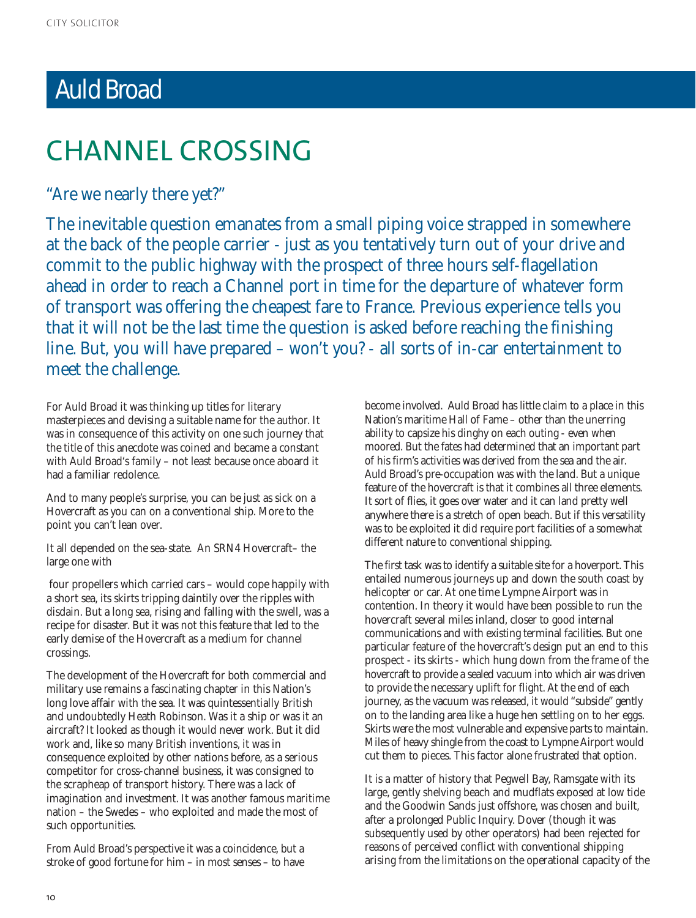## Auld Broad

# CHANNEL CROSSING

### "Are we nearly there yet?"

The inevitable question emanates from a small piping voice strapped in somewhere at the back of the people carrier - just as you tentatively turn out of your drive and commit to the public highway with the prospect of three hours self-flagellation ahead in order to reach a Channel port in time for the departure of whatever form of transport was offering the cheapest fare to France. Previous experience tells you that it will not be the last time the question is asked before reaching the finishing line. But, you will have prepared – won't you? - all sorts of in-car entertainment to meet the challenge.

For Auld Broad it was thinking up titles for literary masterpieces and devising a suitable name for the author. It was in consequence of this activity on one such journey that the title of this anecdote was coined and became a constant with Auld Broad's family – not least because once aboard it had a familiar redolence.

And to many people's surprise, you can be just as sick on a Hovercraft as you can on a conventional ship. More to the point you can't lean over.

It all depended on the sea-state. An SRN4 Hovercraft– the large one with four propellers which carried cars – would cope happily with a short sea, its skirts tripping daintily over the ripples with disdain. But a long sea, rising and falling with the swell, was a recipe for disaster. But it was not this feature that led to the early demise of the Hovercraft as a medium for channel crossings.

The development of the Hovercraft for both commercial and military use remains a fascinating chapter in this Nation's long love affair with the sea. It was quintessentially British and undoubtedly Heath Robinson. Was it a ship or was it an aircraft? It looked as though it would never work. But it did work and, like so many British inventions, it was in consequence exploited by other nations before, as a serious competitor for cross-channel business, it was consigned to the scrapheap of transport history. There was a lack of imagination and investment. It was another famous maritime nation – the Swedes – who exploited and made the most of such opportunities.

From Auld Broad's perspective it was a coincidence, but a stroke of good fortune for him – in most senses – to have become involved. Auld Broad has little claim to a place in this Nation's maritime Hall of Fame – other than the unerring ability to capsize his dinghy on each outing - even when moored. But the fates had determined that an important part of his firm's activities was derived from the sea and the air. Auld Broad's pre-occupation was with the land. But a unique feature of the hovercraft is that it combines all three elements. It sort of flies, it goes over water and it can land pretty well anywhere there is a stretch of open beach. But if this versatility was to be exploited it did require port facilities of a somewhat different nature to conventional shipping.

The first task was to identify a suitable site for a hoverport. This entailed numerous journeys up and down the south coast by helicopter or car. At one time Lympne Airport was in contention. In theory it would have been possible to run the hovercraft several miles inland, closer to good internal communications and with existing terminal facilities. But one particular feature of the hovercraft's design put an end to this prospect - its skirts - which hung down from the frame of the hovercraft to provide a sealed vacuum into which air was driven to provide the necessary uplift for flight. At the end of each journey, as the vacuum was released, it would "subside" gently on to the landing area like a huge hen settling on to her eggs. Skirts were the most vulnerable and expensive parts to maintain. Miles of heavy shingle from the coast to Lympne Airport would cut them to pieces. This factor alone frustrated that option.

It is a matter of history that Pegwell Bay, Ramsgate with its large, gently shelving beach and mudflats exposed at low tide and the Goodwin Sands just offshore, was chosen and built, after a prolonged Public Inquiry. Dover (though it was subsequently used by other operators) had been rejected for reasons of perceived conflict with conventional shipping arising from the limitations on the operational capacity of the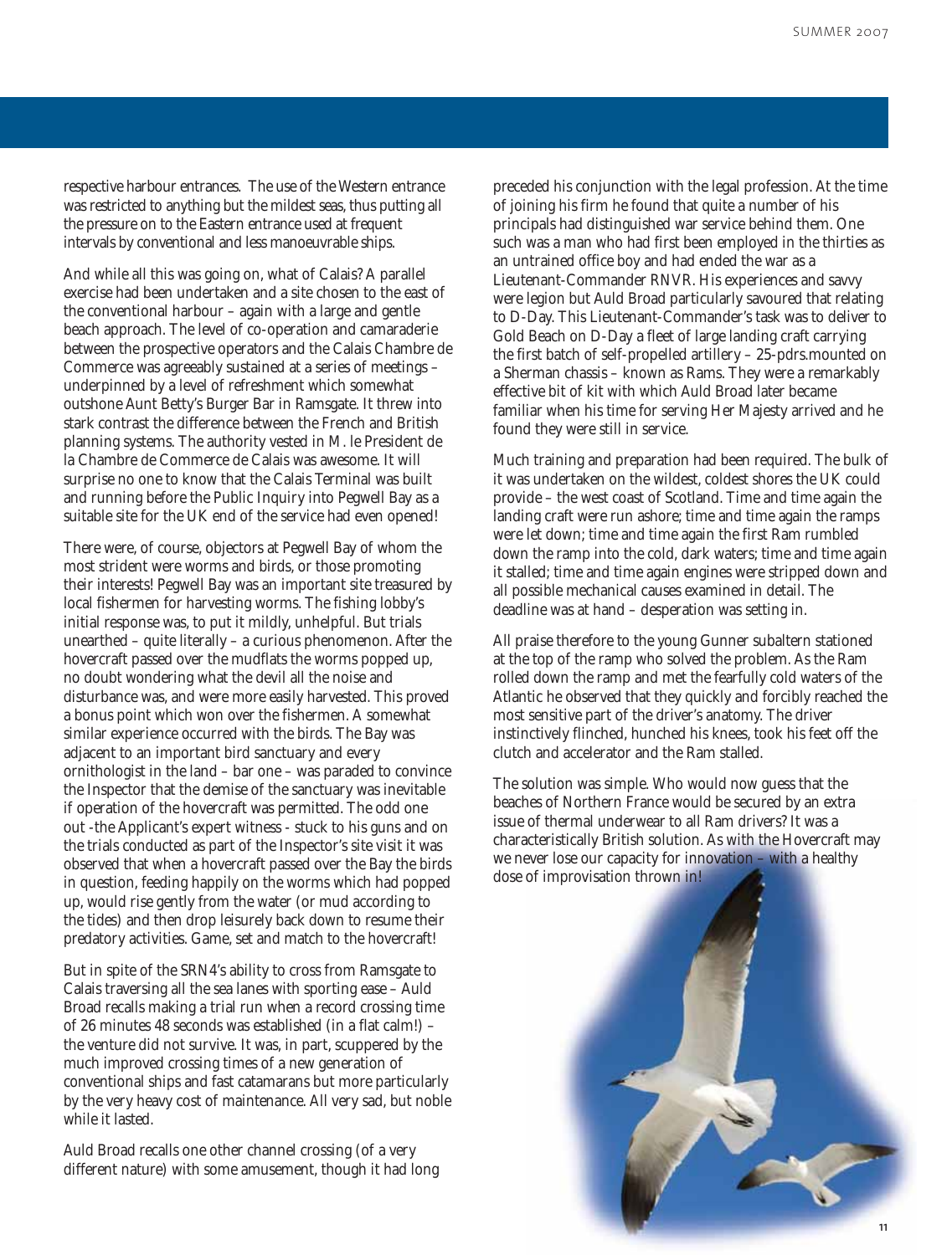respective harbour entrances. The use of the Western entrance was restricted to anything but the mildest seas, thus putting all the pressure on to the Eastern entrance used at frequent intervals by conventional and less manoeuvrable ships.

And while all this was going on, what of Calais? A parallel exercise had been undertaken and a site chosen to the east of the conventional harbour – again with a large and gentle beach approach. The level of co-operation and camaraderie between the prospective operators and the Calais Chambre de Commerce was agreeably sustained at a series of meetings – underpinned by a level of refreshment which somewhat outshone Aunt Betty's Burger Bar in Ramsgate. It threw into stark contrast the difference between the French and British planning systems. The authority vested in M. le President de la Chambre de Commerce de Calais was awesome. It will surprise no one to know that the Calais Terminal was built and running before the Public Inquiry into Pegwell Bay as a suitable site for the UK end of the service had even opened!

There were, of course, objectors at Pegwell Bay of whom the most strident were worms and birds, or those promoting their interests! Pegwell Bay was an important site treasured by local fishermen for harvesting worms. The fishing lobby's initial response was, to put it mildly, unhelpful. But trials unearthed – quite literally – a curious phenomenon. After the hovercraft passed over the mudflats the worms popped up, no doubt wondering what the devil all the noise and disturbance was, and were more easily harvested. This proved a bonus point which won over the fishermen. A somewhat similar experience occurred with the birds. The Bay was adjacent to an important bird sanctuary and every ornithologist in the land – bar one – was paraded to convince the Inspector that the demise of the sanctuary was inevitable if operation of the hovercraft was permitted. The odd one out -the Applicant's expert witness - stuck to his guns and on the trials conducted as part of the Inspector's site visit it was observed that when a hovercraft passed over the Bay the birds in question, feeding happily on the worms which had popped up, would rise gently from the water (or mud according to the tides) and then drop leisurely back down to resume their predatory activities. Game, set and match to the hovercraft!

But in spite of the SRN4's ability to cross from Ramsgate to Calais traversing all the sea lanes with sporting ease – Auld Broad recalls making a trial run when a record crossing time of 26 minutes 48 seconds was established (in a flat calm!) – the venture did not survive. It was, in part, scuppered by the much improved crossing times of a new generation of conventional ships and fast catamarans but more particularly by the very heavy cost of maintenance. All very sad, but noble while it lasted.

Auld Broad recalls one other channel crossing (of a very different nature) with some amusement, though it had long preceded his conjunction with the legal profession. At the time of joining his firm he found that quite a number of his principals had distinguished war service behind them. One such was a man who had first been employed in the thirties as an untrained office boy and had ended the war as a Lieutenant-Commander RNVR. His experiences and savvy were legion but Auld Broad particularly savoured that relating to D-Day. This Lieutenant-Commander's task was to deliver to Gold Beach on D-Day a fleet of large landing craft carrying the first batch of self-propelled artillery – 25-pdrs.mounted on a Sherman chassis – known as Rams. They were a remarkably effective bit of kit with which Auld Broad later became familiar when his time for serving Her Majesty arrived and he found they were still in service.

Much training and preparation had been required. The bulk of it was undertaken on the wildest, coldest shores the UK could provide – the west coast of Scotland. Time and time again the landing craft were run ashore; time and time again the ramps were let down; time and time again the first Ram rumbled down the ramp into the cold, dark waters; time and time again it stalled; time and time again engines were stripped down and all possible mechanical causes examined in detail. The deadline was at hand – desperation was setting in.

All praise therefore to the young Gunner subaltern stationed at the top of the ramp who solved the problem. As the Ram rolled down the ramp and met the fearfully cold waters of the Atlantic he observed that they quickly and forcibly reached the most sensitive part of the driver's anatomy. The driver instinctively flinched, hunched his knees, took his feet off the clutch and accelerator and the Ram stalled.

The solution was simple. Who would now guess that the beaches of Northern France would be secured by an extra issue of thermal underwear to all Ram drivers? It was a characteristically British solution. As with the Hovercraft may we never lose our capacity for innovation – with a healthy dose of improvisation thrown in!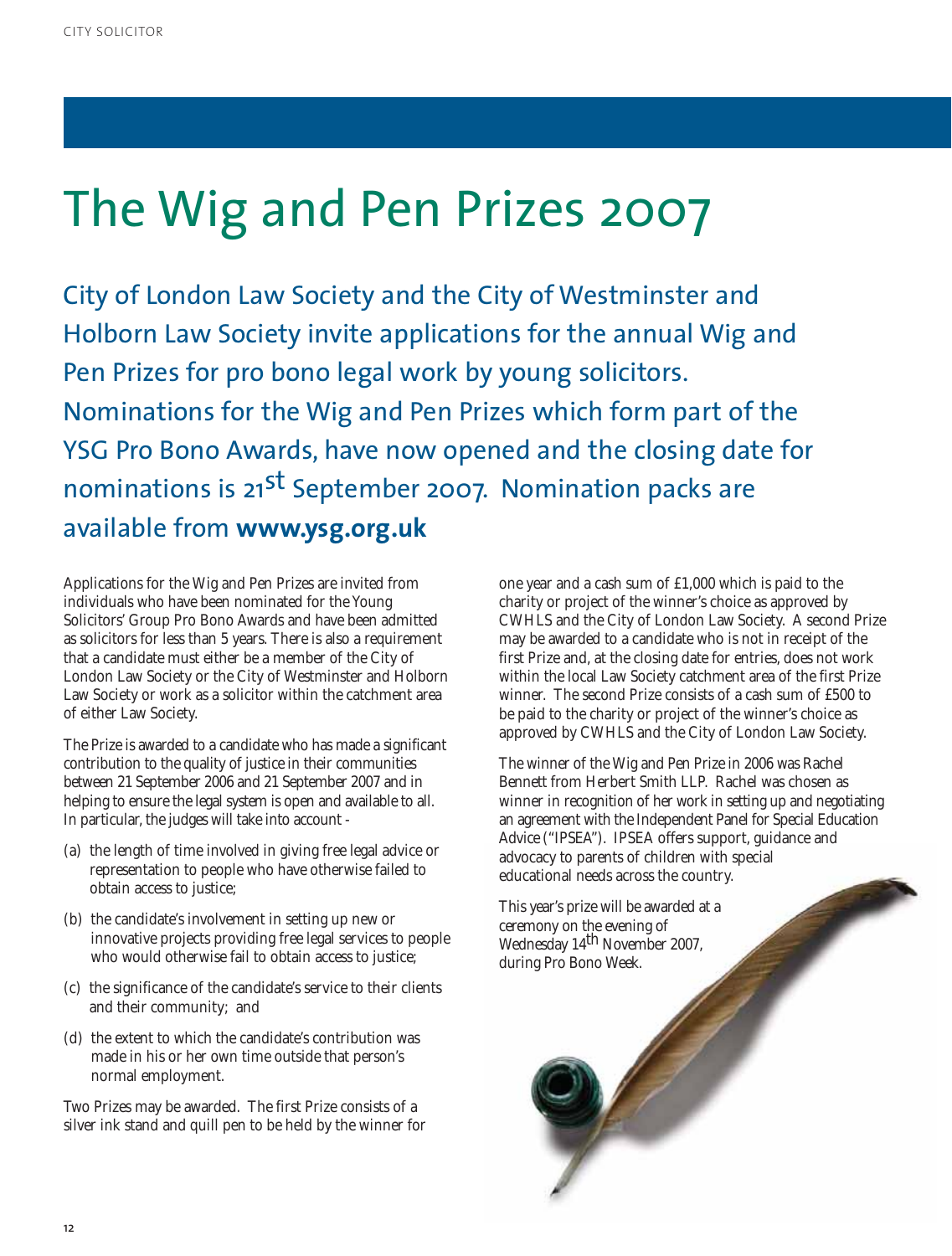# The Wig and Pen Prizes 2007

## City of London Law Society and the City of Westminster and Holborn Law Society invite applications for the annual Wig and Pen Prizes for pro bono legal work by young solicitors. Nominations for the Wig and Pen Prizes which form part of the YSG Pro Bono Awards, have now opened and the closing date for nominations is 21st September 2007. Nomination packs are available from **www.ysg.org.uk**

Applications for the Wig and Pen Prizes are invited from individuals who have been nominated for the Young Solicitors' Group Pro Bono Awards and have been admitted as solicitors for less than 5 years. There is also a requirement that a candidate must either be a member of the City of London Law Society or the City of Westminster and Holborn Law Society or work as a solicitor within the catchment area of either Law Society.

The Prize is awarded to a candidate who has made a significant contribution to the quality of justice in their communities between 21 September 2006 and 21 September 2007 and in helping to ensure the legal system is open and available to all. In particular, the judges will take into account -

(a) the length of time involved in giving free legal advice or representation to people who have otherwise failed to obtain access to justice;

(b) the candidate's involvement in setting up new or innovative projects providing free legal services to people who would otherwise fail to obtain access to justice;

(c) the significance of the candidate's service to their clients and their community; and

(d) the extent to which the candidate's contribution was made in his or her own time outside that person's normal employment.

Two Prizes may be awarded. The first Prize consists of a silver ink stand and quill pen to be held by the winner for one year and a cash sum of £1,000 which is paid to the charity or project of the winner's choice as approved by CWHLS and the City of London Law Society. A second Prize may be awarded to a candidate who is not in receipt of the first Prize and, at the closing date for entries, does not work within the local Law Society catchment area of the first Prize winner. The second Prize consists of a cash sum of £500 to be paid to the charity or project of the winner's choice as approved by CWHLS and the City of London Law Society.

The winner of the Wig and Pen Prize in 2006 was Rachel Bennett from Herbert Smith LLP. Rachel was chosen as winner in recognition of her work in setting up and negotiating an agreement with the Independent Panel for Special Education Advice ("IPSEA"). IPSEA offers support, guidance and advocacy to parents of children with special educational needs across the country.

This year's prize will be awarded at a ceremony on the evening of Wednesday 14th November 2007, during Pro Bono Week.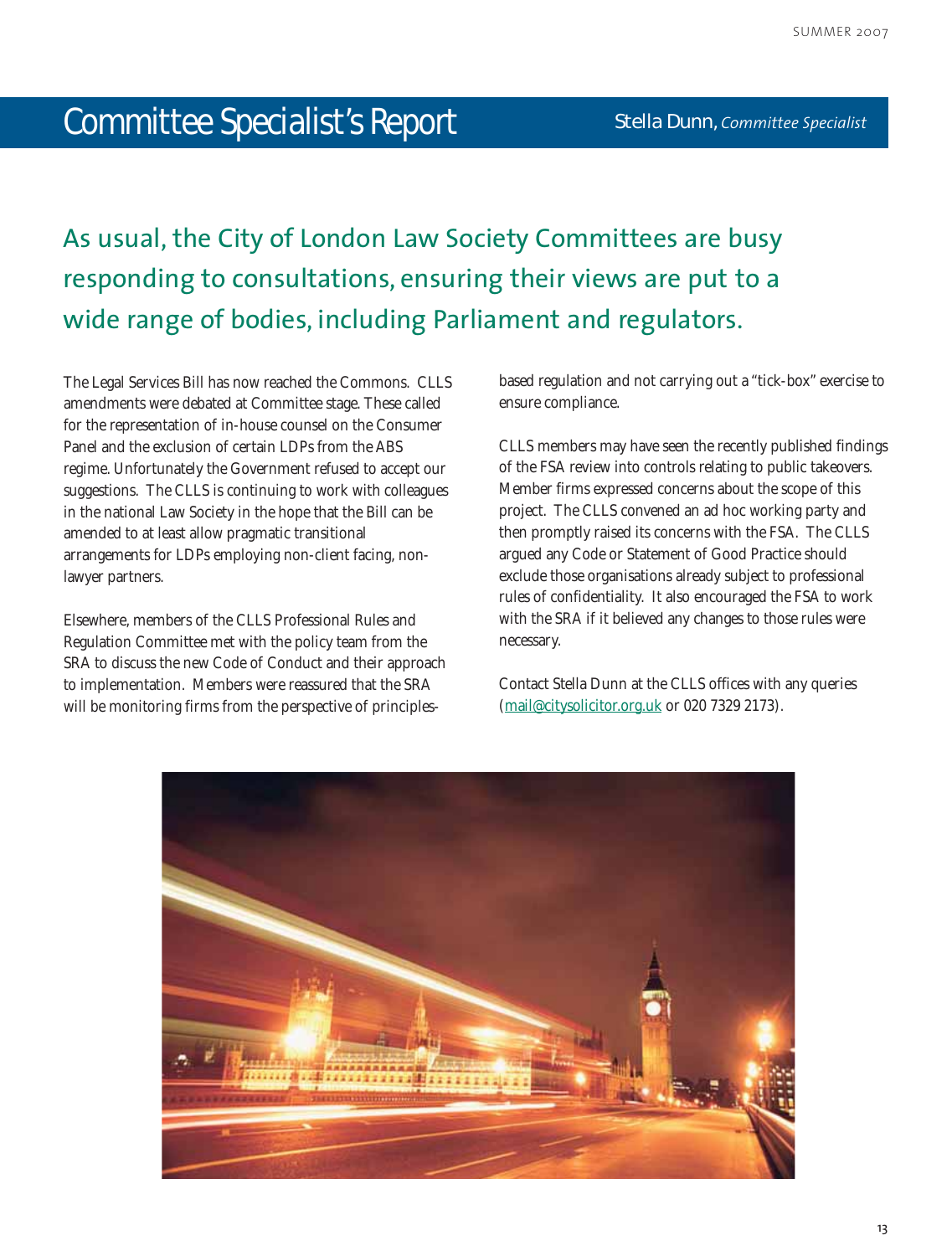# Committee Specialist's Report

Stella Dunn, *Committee Specialist*

## As usual, the City of London Law Society Committees are busy responding to consultations, ensuring their views are put to a wide range of bodies, including Parliament and regulators.

The Legal Services Bill has now reached the Commons. CLLS amendments were debated at Committee stage. These called for the representation of in-house counsel on the Consumer Panel and the exclusion of certain LDPs from the ABS regime. Unfortunately the Government refused to accept our suggestions. The CLLS is continuing to work with colleagues in the national Law Society in the hope that the Bill can be amended to at least allow pragmatic transitional arrangements for LDPs employing non-client facing, non-lawyer partners.

Elsewhere, members of the CLLS Professional Rules and Regulation Committee met with the policy team from the SRA to discuss the new Code of Conduct and their approach to implementation. Members were reassured that the SRA will be monitoring firms from the perspective of principles-based regulation and not carrying out a "tick-box" exercise to ensure compliance.

CLLS members may have seen the recently published findings of the FSA review into controls relating to public takeovers. Member firms expressed concerns about the scope of this project. The CLLS convened an ad hoc working party and then promptly raised its concerns with the FSA. The CLLS argued any Code or Statement of Good Practice should exclude those organisations already subject to professional rules of confidentiality. It also encouraged the FSA to work with the SRA if it believed any changes to those rules were necessary.

Contact Stella Dunn at the CLLS offices with any queries (mail@citysolicitor.org.uk or 020 7329 2173).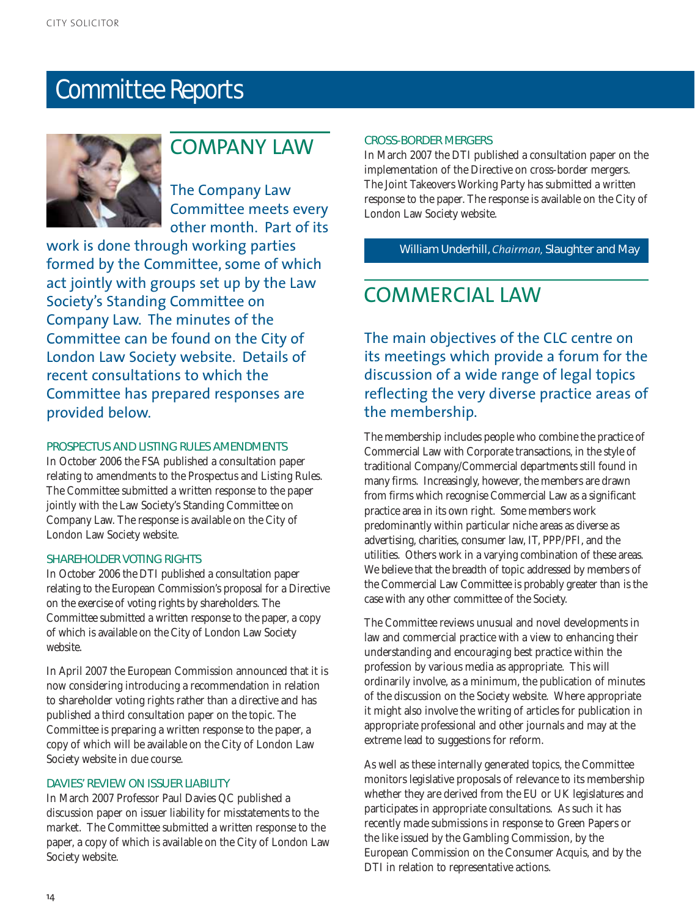# Committee Reports

## COMPANY LAW

The Company Law Committee meets every other month. Part of its work is done through working parties formed by the Committee, some of which act jointly with groups set up by the Law Society's Standing Committee on Company Law. The minutes of the Committee can be found on the City of London Law Society website. Details of recent consultations to which the Committee has prepared responses are provided below.

### PROSPECTUS AND LISTING RULES AMENDMENTS

In October 2006 the FSA published a consultation paper relating to amendments to the Prospectus and Listing Rules. The Committee submitted a written response to the paper jointly with the Law Society's Standing Committee on Company Law. The response is available on the City of London Law Society website.

### SHAREHOLDER VOTING RIGHTS

In October 2006 the DTI published a consultation paper relating to the European Commission's proposal for a Directive on the exercise of voting rights by shareholders. The Committee submitted a written response to the paper, a copy of which is available on the City of London Law Society website.

In April 2007 the European Commission announced that it is now considering introducing a recommendation in relation to shareholder voting rights rather than a directive and has published a third consultation paper on the topic. The Committee is preparing a written response to the paper, a copy of which will be available on the City of London Law Society website in due course.

### DAVIES' REVIEW ON ISSUER LIABILITY

In March 2007 Professor Paul Davies QC published a discussion paper on issuer liability for misstatements to the market. The Committee submitted a written response to the paper, a copy of which is available on the City of London Law Society website.

### CROSS-BORDER MERGERS

In March 2007 the DTI published a consultation paper on the implementation of the Directive on cross-border mergers. The Joint Takeovers Working Party has submitted a written response to the paper. The response is available on the City of London Law Society website.

William Underhill, *Chairman,* Slaughter and May

## COMMERCIAL LAW

The main objectives of the CLC centre on its meetings which provide a forum for the discussion of a wide range of legal topics reflecting the very diverse practice areas of the membership.

The membership includes people who combine the practice of Commercial Law with Corporate transactions, in the style of traditional Company/Commercial departments still found in many firms. Increasingly, however, the members are drawn from firms which recognise Commercial Law as a significant practice area in its own right. Some members work predominantly within particular niche areas as diverse as advertising, charities, consumer law, IT, PPP/PFI, and the utilities. Others work in a varying combination of these areas. We believe that the breadth of topic addressed by members of the Commercial Law Committee is probably greater than is the case with any other committee of the Society.

The Committee reviews unusual and novel developments in law and commercial practice with a view to enhancing their understanding and encouraging best practice within the profession by various media as appropriate. This will ordinarily involve, as a minimum, the publication of minutes of the discussion on the Society website. Where appropriate it might also involve the writing of articles for publication in appropriate professional and other journals and may at the extreme lead to suggestions for reform.

As well as these internally generated topics, the Committee monitors legislative proposals of relevance to its membership whether they are derived from the EU or UK legislatures and participates in appropriate consultations. As such it has recently made submissions in response to Green Papers or the like issued by the Gambling Commission, by the European Commission on the Consumer Acquis, and by the DTI in relation to representative actions.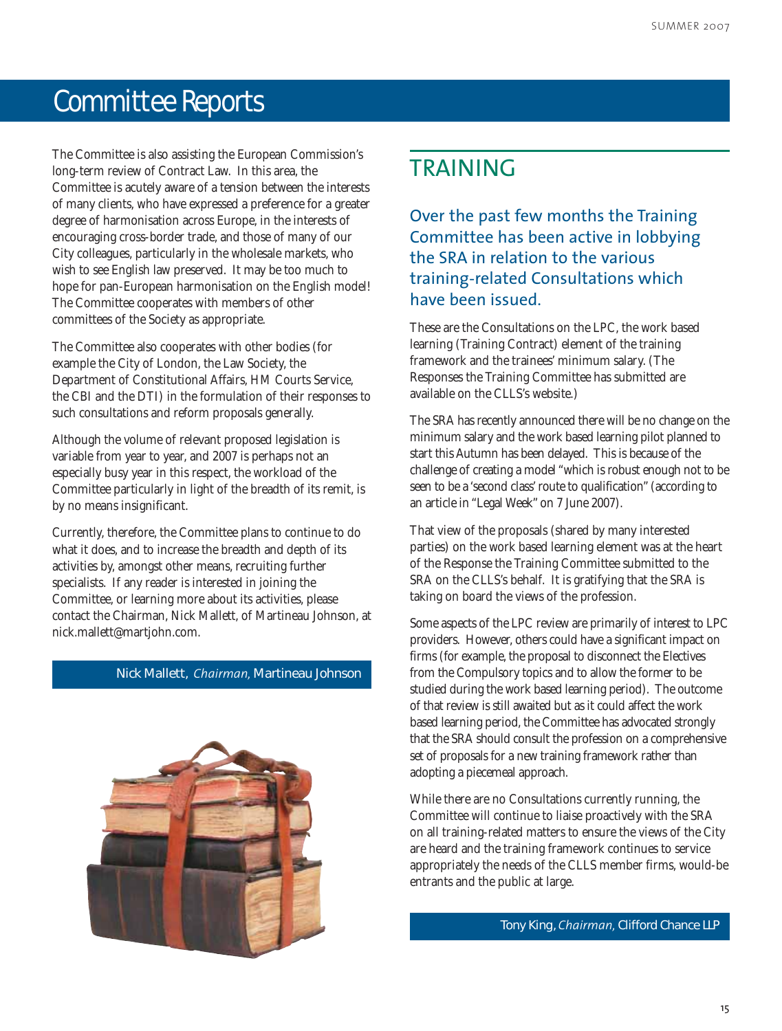# Committee Reports

The Committee is also assisting the European Commission's long-term review of Contract Law. In this area, the Committee is acutely aware of a tension between the interests of many clients, who have expressed a preference for a greater degree of harmonisation across Europe, in the interests of encouraging cross-border trade, and those of many of our City colleagues, particularly in the wholesale markets, who wish to see English law preserved. It may be too much to hope for pan-European harmonisation on the English model! The Committee cooperates with members of other committees of the Society as appropriate.

The Committee also cooperates with other bodies (for example the City of London, the Law Society, the Department of Constitutional Affairs, HM Courts Service, the CBI and the DTI) in the formulation of their responses to such consultations and reform proposals generally.

Although the volume of relevant proposed legislation is variable from year to year, and 2007 is perhaps not an especially busy year in this respect, the workload of the Committee particularly in light of the breadth of its remit, is by no means insignificant.

Currently, therefore, the Committee plans to continue to do what it does, and to increase the breadth and depth of its activities by, amongst other means, recruiting further specialists. If any reader is interested in joining the Committee, or learning more about its activities, please contact the Chairman, Nick Mallett, of Martineau Johnson, at nick.mallett@martjohn.com.

Nick Mallett, *Chairman,* Martineau Johnson

## TRAINING

### Over the past few months the Training Committee has been active in lobbying the SRA in relation to the various training-related Consultations which have been issued.

These are the Consultations on the LPC, the work based learning (Training Contract) element of the training framework and the trainees' minimum salary. (The Responses the Training Committee has submitted are available on the CLLS's website.)

The SRA has recently announced there will be no change on the minimum salary and the work based learning pilot planned to start this Autumn has been delayed. This is because of the challenge of creating a model "which is robust enough not to be seen to be a 'second class' route to qualification" (according to an article in "Legal Week" on 7 June 2007).

That view of the proposals (shared by many interested parties) on the work based learning element was at the heart of the Response the Training Committee submitted to the SRA on the CLLS's behalf. It is gratifying that the SRA is taking on board the views of the profession.

Some aspects of the LPC review are primarily of interest to LPC providers. However, others could have a significant impact on firms (for example, the proposal to disconnect the Electives from the Compulsory topics and to allow the former to be studied during the work based learning period). The outcome of that review is still awaited but as it could affect the work based learning period, the Committee has advocated strongly that the SRA should consult the profession on a comprehensive set of proposals for a new training framework rather than adopting a piecemeal approach.

While there are no Consultations currently running, the Committee will continue to liaise proactively with the SRA on all training-related matters to ensure the views of the City are heard and the training framework continues to service appropriately the needs of the CLLS member firms, would-be entrants and the public at large.

Tony King, *Chairman,* Clifford Chance LLP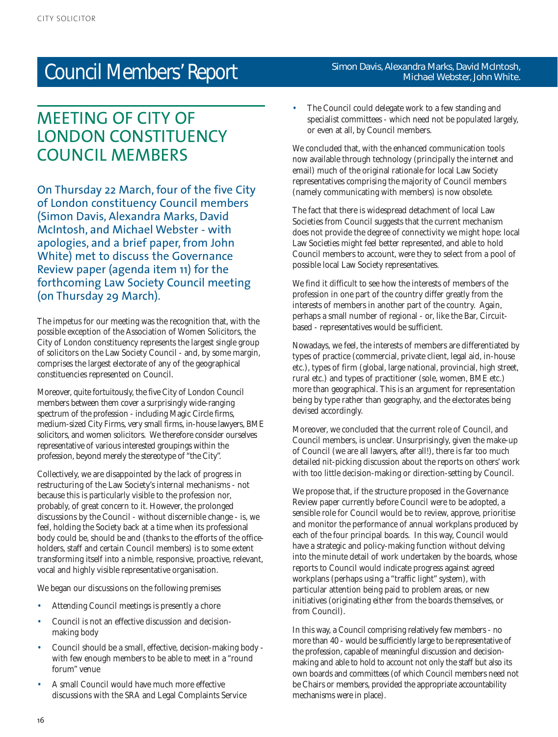# Council Members' Report

Simon Davis, Alexandra Marks, David McIntosh, Michael Webster, John White.

## MEETING OF CITY OF LONDON CONSTITUENCY COUNCIL MEMBERS

On Thursday 22 March, four of the five City of London constituency Council members (Simon Davis, Alexandra Marks, David McIntosh, and Michael Webster - with apologies, and a brief paper, from John White) met to discuss the Governance Review paper (agenda item 11) for the forthcoming Law Society Council meeting (on Thursday 29 March).

The impetus for our meeting was the recognition that, with the possible exception of the Association of Women Solicitors, the City of London constituency represents the largest single group of solicitors on the Law Society Council - and, by some margin, comprises the largest electorate of any of the geographical constituencies represented on Council.

Moreover, quite fortuitously, the five City of London Council members between them cover a surprisingly wide-ranging spectrum of the profession - including Magic Circle firms, medium-sized City Firms, very small firms, in-house lawyers, BME solicitors, and women solicitors. We therefore consider ourselves representative of various interested groupings within the profession, beyond merely the stereotype of "the City".

Collectively, we are disappointed by the lack of progress in restructuring of the Law Society's internal mechanisms - not because this is particularly visible to the profession nor, probably, of great concern to it. However, the prolonged discussions by the Council - without discernible change - is, we feel, holding the Society back at a time when its professional body could be, should be and (thanks to the efforts of the office-holders, staff and certain Council members) is to some extent transforming itself into a nimble, responsive, proactive, relevant, vocal and highly visible representative organisation.

We began our discussions on the following premises

- Attending Council meetings is presently a chore
- Council is not an effective discussion and decision-making body
- Council should be a small, effective, decision-making body - with few enough members to be able to meet in a "round forum" venue
- A small Council would have much more effective discussions with the SRA and Legal Complaints Service
- The Council could delegate work to a few standing and specialist committees - which need not be populated largely, or even at all, by Council members.

We concluded that, with the enhanced communication tools now available through technology (principally the internet and email) much of the original rationale for local Law Society representatives comprising the majority of Council members (namely communicating with members) is now obsolete.

The fact that there is widespread detachment of local Law Societies from Council suggests that the current mechanism does not provide the degree of connectivity we might hope: local Law Societies might feel better represented, and able to hold Council members to account, were they to select from a pool of possible local Law Society representatives.

We find it difficult to see how the interests of members of the profession in one part of the country differ greatly from the interests of members in another part of the country. Again, perhaps a small number of regional - or, like the Bar, Circuit-based - representatives would be sufficient.

Nowadays, we feel, the interests of members are differentiated by types of practice (commercial, private client, legal aid, in-house etc.), types of firm (global, large national, provincial, high street, rural etc.) and types of practitioner (sole, women, BME etc.) more than geographical. This is an argument for representation being by type rather than geography, and the electorates being devised accordingly.

Moreover, we concluded that the current role of Council, and Council members, is unclear. Unsurprisingly, given the make-up of Council (we are all lawyers, after all!), there is far too much detailed nit-picking discussion about the reports on others' work with too little decision-making or direction-setting by Council.

We propose that, if the structure proposed in the Governance Review paper currently before Council were to be adopted, a sensible role for Council would be to review, approve, prioritise and monitor the performance of annual workplans produced by each of the four principal boards. In this way, Council would have a strategic and policy-making function without delving into the minute detail of work undertaken by the boards, whose reports to Council would indicate progress against agreed workplans (perhaps using a "traffic light" system), with particular attention being paid to problem areas, or new initiatives (originating either from the boards themselves, or from Council).

In this way, a Council comprising relatively few members - no more than 40 - would be sufficiently large to be representative of the profession, capable of meaningful discussion and decision-making and able to hold to account not only the staff but also its own boards and committees (of which Council members need not be Chairs or members, provided the appropriate accountability mechanisms were in place).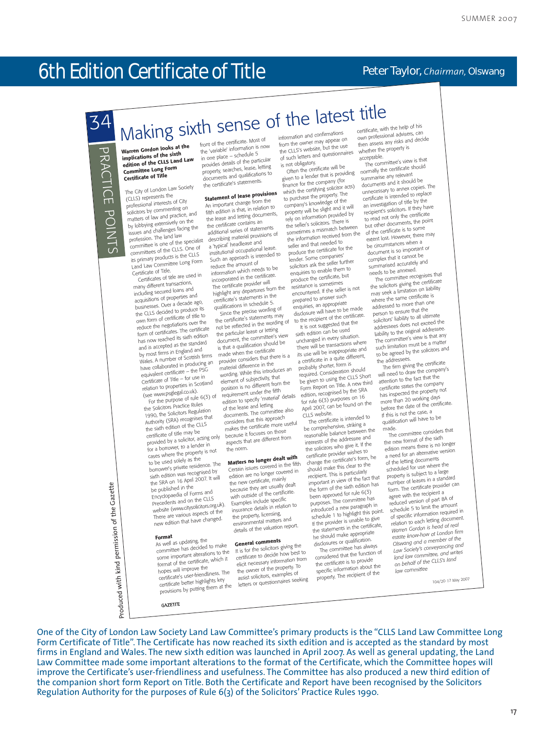# 6th Edition Certificate of Title

**Peter Taylor,** *Chairman,* Olswang

34 PRACTICE POINTS

## Making sixth sense of the latest title

**Warren Gordon looks at the implications of the sixth edition of the CLLS Land Law Committee Long Form Certificate of Title**

The City of London Law Society (CLLS) represents the professional interests of City solicitors by commenting on matters of law and practice, and by lobbying extensively on the issues and challenges facing the profession. The land law committee is one of the specialist committees of the CLLS. One of its primary products is the CLLS Land Law Committee Long Form Certificate of Title.

Certificates of title are used in many different transactions, including secured loans and acquisitions of properties and businesses. Over a decade ago, the CLLS decided to produce its own form of certificate of title to reduce the negotiations over the form of certificates. The certificate has now reached its sixth edition and is accepted as the standard by most firms in England and Wales. A number of Scottish firms have collaborated in producing an equivalent certificate – the PSG Certificate of Title – for use in relation to properties in Scotland (see www.psglegal.co.uk).

For the purpose of rule 6(3) of the Solicitors Practice Rules 1990, the Solicitors Regulation Authority (SRA) recognises that the sixth edition of the CLLS certificate of title may be provided by a solicitor, acting only for a borrower, to a lender in cases where the property is not to be used solely as the borrower's private residence. The sixth edition was recognised by the SRA on 16 April 2007. It will be published in the Encyclopaedia of Forms and Precedents and on the CLLS website (www.citysolicitors.org.uk). There are various aspects of the new edition that have changed.

### Format

As well as updating, the committee has decided to make some important alterations to the format of the certificate, which it hopes will improve the certificate's user-friendliness. The certificate better highlights key provisions by putting them at the front of the certificate. Most of the 'variable' information is now in one place – schedule 5 provides details of the particular property, searches, lease, letting documents and qualifications to the certificate's statements.

### Statement of lease provisions

An important change from the fifth edition is that, in relation to the lease and letting documents, the certificate contains an additional series of statements describing material provisions of a 'typical' headlease and institutional occupational lease. Such an approach is intended to reduce the amount of information which needs to be incorporated in the certificate. The certificate provider will highlight any departures from the certificate's statements in the qualifications in schedule 5.

Since the precise wording of the certificate's statements may not be reflected in the wording of the particular lease or letting document, the committee's view is that a qualification should be made when the certificate provider considers that there is a material difference in the wording. While this introduces an element of subjectivity, that position is no different from the requirement under the fifth edition to specify 'material' details of the lease and letting documents. The committee also considers that this approach makes the certificate more useful because it focuses on those aspects that are different from the norm.

### Matters no longer dealt with

Certain issues covered in the fifth edition are no longer covered in the new certificate, mainly because they are usually dealt with outside of the certificate. Examples include specific insurance details in relation to the property, licensing, environmental matters and details of the valuation report.

### General comments

It is for the solicitors giving the certificate to decide how best to elicit necessary information from the owner of the property. To assist solicitors, examples of letters or questionnaires seeking information and confirmations from the owner may appear on the CLLS's website, but the use of such letters and questionnaires is not obligatory.

Often the certificate will be given to a lender that is providing finance for the company (for which the certifying solicitor acts) to purchase the property. The company's knowledge of the property will be slight and it will rely on information provided by the seller's solicitors. There is sometimes a mismatch between the information received from the seller and that needed to produce the certificate for the lender. Some companies' solicitors ask the seller further enquiries to enable them to produce the certificate, but resistance is sometimes encountered. If the seller is not prepared to answer such enquiries, an appropriate disclosure will have to be made to the recipient of the certificate.

It is not suggested that the sixth edition can be used unchanged in every situation. There will be transactions where its use will be inappropriate and a certificate in a quite different, probably shorter, form is required. Consideration should be given to using the CLLS Short Form Report on Title. A new third edition, recognised by the SRA for rule 6(3) purposes on 16 April 2007, can be found on the CLLS website.

The certificate is intended to be comprehensive, striking a reasonable balance between the interests of the addressee and the solicitors who give it. If the certificate provider wishes to change the certificate's form, he should make this clear to the recipient. This is particularly important in view of the fact that the form of the sixth edition has been approved for rule 6(3) purposes. The committee has introduced a new paragraph in schedule 1 to highlight this point. If the provider is unable to give the statements in the certificate, he should make appropriate disclosures or qualification.

The committee has always considered that the function of the certificate is to provide specific information about the property. The recipient of the certificate, with the help of his own professional advisers, can then assess any risks and decide whether the property is acceptable.

The committee's view is that normally the certificate should summarise any relevant documents and it should be unnecessary to annex copies. The certificate is intended to replace an investigation of title by the recipient's solicitors. If they have to read not only the certificate but other documents, the point of the certificate is to some extent lost. However, there may be circumstances when a document is so important or complex that it cannot be summarised accurately and needs to be annexed.

The committee recognises that the solicitors giving the certificate may seek a limitation on liability where the same certificate is addressed to more than one person to ensure that the solicitors' liability to all ultimate addressees does not exceed the liability to the original addressee. The committee's view is that any such limitation must be a matter to be agreed by the solicitors and the addressees.

The firm giving the certificate will need to draw the company's attention to the fact that the certificate states the company has inspected the property not more than 20 working days before the date of the certificate. If this is not the case, a qualification will have to be made.

The committee considers that the new format of the sixth edition means there is no longer a need for an alternative version of the letting documents scheduled for use where the property is subject to a large number of leases in a standard form. The certificate provider can agree with the recipient a reduced version of part 8A of schedule 5 to limit the amount of specific information required in relation to each letting document.

*Warren Gordon is head of real estate know-how at London firm Olswang and a member of the Law Society's conveyancing and land law committee, and writes on behalf of the CLLS's land law committee*

104/20 17 May 2007

Produced with kind permission of the Gazette

GAZETTE

One of the City of London Law Society Land Law Committee's primary products is the "CLLS Land Law Committee Long Form Certificate of Title". The Certificate has now reached its sixth edition and is accepted as the standard by most firms in England and Wales. The new sixth edition was launched in April 2007. As well as general updating, the Land Law Committee made some important alterations to the format of the Certificate, which the Committee hopes will improve the Certificate's user-friendliness and usefulness. The Committee has also produced a new third edition of the companion short form Report on Title. Both the Certificate and Report have been recognised by the Solicitors Regulation Authority for the purposes of Rule 6(3) of the Solicitors' Practice Rules 1990.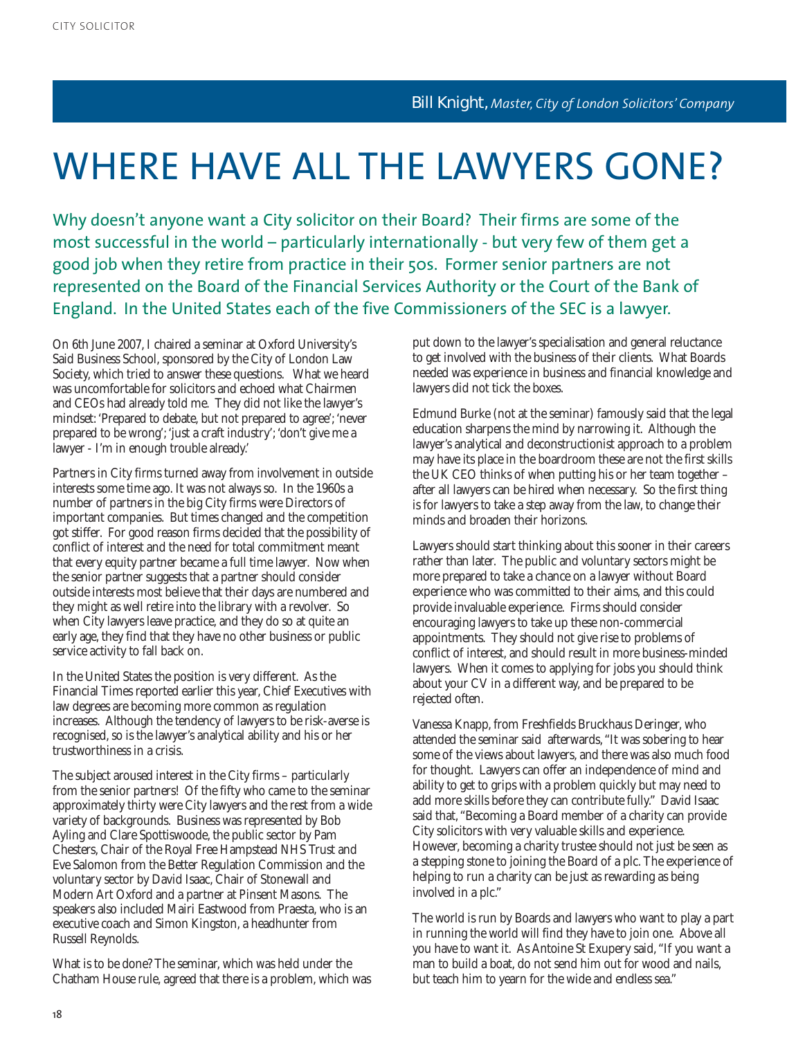Bill Knight, *Master, City of London Solicitors' Company*

# WHERE HAVE ALL THE LAWYERS GONE?

Why doesn't anyone want a City solicitor on their Board? Their firms are some of the most successful in the world – particularly internationally - but very few of them get a good job when they retire from practice in their 50s. Former senior partners are not represented on the Board of the Financial Services Authority or the Court of the Bank of England. In the United States each of the five Commissioners of the SEC is a lawyer.

On 6th June 2007, I chaired a seminar at Oxford University's Said Business School, sponsored by the City of London Law Society, which tried to answer these questions. What we heard was uncomfortable for solicitors and echoed what Chairmen and CEOs had already told me. They did not like the lawyer's mindset: 'Prepared to debate, but not prepared to agree'; 'never prepared to be wrong'; 'just a craft industry'; 'don't give me a lawyer - I'm in enough trouble already.'

Partners in City firms turned away from involvement in outside interests some time ago. It was not always so. In the 1960s a number of partners in the big City firms were Directors of important companies. But times changed and the competition got stiffer. For good reason firms decided that the possibility of conflict of interest and the need for total commitment meant that every equity partner became a full time lawyer. Now when the senior partner suggests that a partner should consider outside interests most believe that their days are numbered and they might as well retire into the library with a revolver. So when City lawyers leave practice, and they do so at quite an early age, they find that they have no other business or public service activity to fall back on.

In the United States the position is very different. As the Financial Times reported earlier this year, Chief Executives with law degrees are becoming more common as regulation increases. Although the tendency of lawyers to be risk-averse is recognised, so is the lawyer's analytical ability and his or her trustworthiness in a crisis.

The subject aroused interest in the City firms – particularly from the senior partners! Of the fifty who came to the seminar approximately thirty were City lawyers and the rest from a wide variety of backgrounds. Business was represented by Bob Ayling and Clare Spottiswoode, the public sector by Pam Chesters, Chair of the Royal Free Hampstead NHS Trust and Eve Salomon from the Better Regulation Commission and the voluntary sector by David Isaac, Chair of Stonewall and Modern Art Oxford and a partner at Pinsent Masons. The speakers also included Mairi Eastwood from Praesta, who is an executive coach and Simon Kingston, a headhunter from Russell Reynolds.

What is to be done? The seminar, which was held under the Chatham House rule, agreed that there is a problem, which was put down to the lawyer's specialisation and general reluctance to get involved with the business of their clients. What Boards needed was experience in business and financial knowledge and lawyers did not tick the boxes.

Edmund Burke (not at the seminar) famously said that the legal education sharpens the mind by narrowing it. Although the lawyer's analytical and deconstructionist approach to a problem may have its place in the boardroom these are not the first skills the UK CEO thinks of when putting his or her team together – after all lawyers can be hired when necessary. So the first thing is for lawyers to take a step away from the law, to change their minds and broaden their horizons.

Lawyers should start thinking about this sooner in their careers rather than later. The public and voluntary sectors might be more prepared to take a chance on a lawyer without Board experience who was committed to their aims, and this could provide invaluable experience. Firms should consider encouraging lawyers to take up these non-commercial appointments. They should not give rise to problems of conflict of interest, and should result in more business-minded lawyers. When it comes to applying for jobs you should think about your CV in a different way, and be prepared to be rejected often.

Vanessa Knapp, from Freshfields Bruckhaus Deringer, who attended the seminar said afterwards, "It was sobering to hear some of the views about lawyers, and there was also much food for thought. Lawyers can offer an independence of mind and ability to get to grips with a problem quickly but may need to add more skills before they can contribute fully." David Isaac said that, "Becoming a Board member of a charity can provide City solicitors with very valuable skills and experience. However, becoming a charity trustee should not just be seen as a stepping stone to joining the Board of a plc. The experience of helping to run a charity can be just as rewarding as being involved in a plc."

The world is run by Boards and lawyers who want to play a part in running the world will find they have to join one. Above all you have to want it. As Antoine St Exupery said, "If you want a man to build a boat, do not send him out for wood and nails, but teach him to yearn for the wide and endless sea."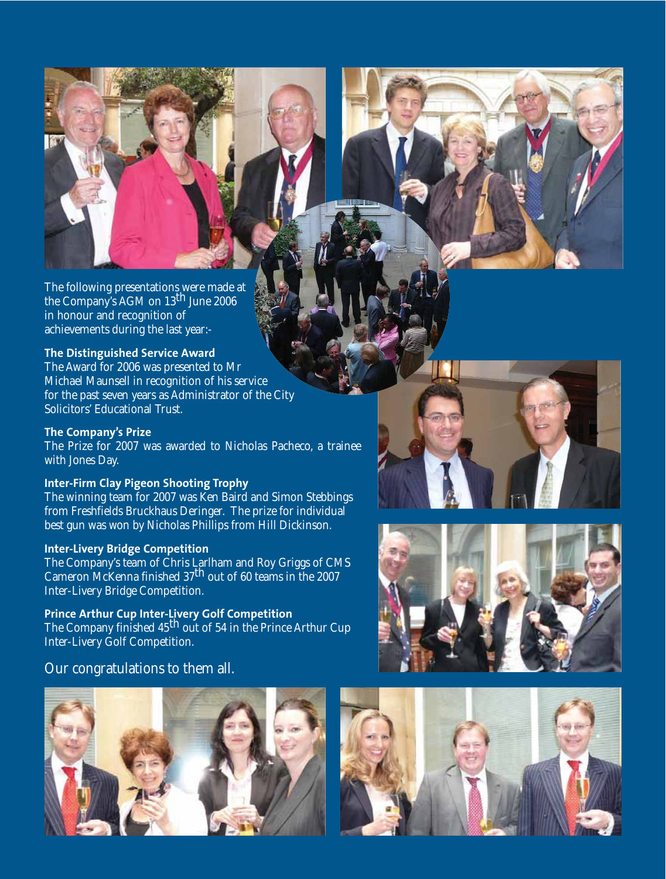The following presentations were made at the Company's AGM on 13th June 2006 in honour and recognition of achievements during the last year:-

**The Distinguished Service Award**
The Award for 2006 was presented to Mr Michael Maunsell in recognition of his service for the past seven years as Administrator of the City Solicitors' Educational Trust.

**The Company's Prize**
The Prize for 2007 was awarded to Nicholas Pacheco, a trainee with Jones Day.

**Inter-Firm Clay Pigeon Shooting Trophy**
The winning team for 2007 was Ken Baird and Simon Stebbings from Freshfields Bruckhaus Deringer. The prize for individual best gun was won by Nicholas Phillips from Hill Dickinson.

**Inter-Livery Bridge Competition**
The Company's team of Chris Larlham and Roy Griggs of CMS Cameron McKenna finished 37th out of 60 teams in the 2007 Inter-Livery Bridge Competition.

**Prince Arthur Cup Inter-Livery Golf Competition**
The Company finished 45th out of 54 in the Prince Arthur Cup Inter-Livery Golf Competition.

Our congratulations to them all.